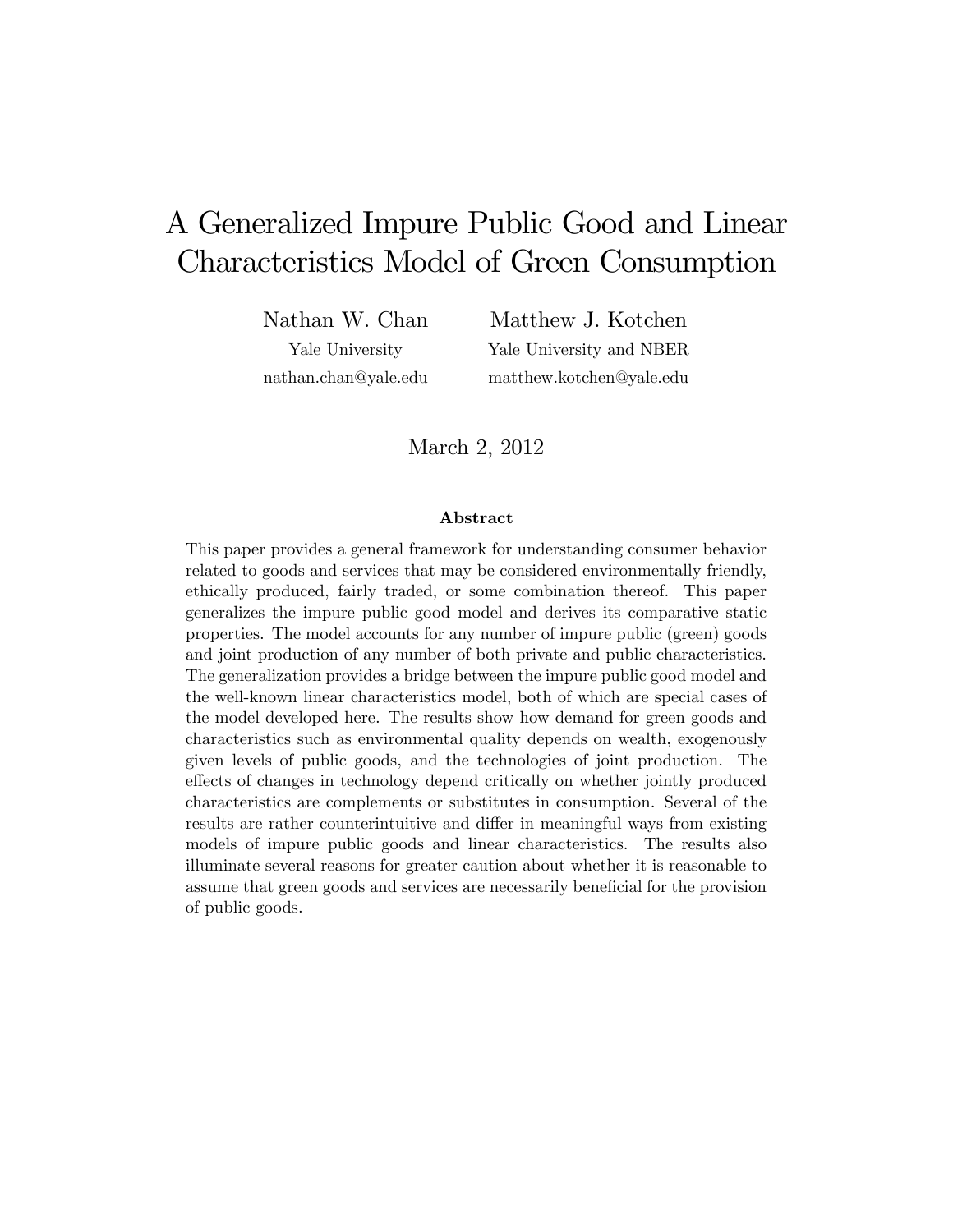# A Generalized Impure Public Good and Linear Characteristics Model of Green Consumption

Nathan W. Chan
Yale University
nathan.chan@yale.edu

Matthew J. Kotchen
Yale University and NBER
matthew.kotchen@yale.edu

March 2, 2012

### Abstract

This paper provides a general framework for understanding consumer behavior related to goods and services that may be considered environmentally friendly, ethically produced, fairly traded, or some combination thereof. This paper generalizes the impure public good model and derives its comparative static properties. The model accounts for any number of impure public (green) goods and joint production of any number of both private and public characteristics. The generalization provides a bridge between the impure public good model and the well-known linear characteristics model, both of which are special cases of the model developed here. The results show how demand for green goods and characteristics such as environmental quality depends on wealth, exogenously given levels of public goods, and the technologies of joint production. The effects of changes in technology depend critically on whether jointly produced characteristics are complements or substitutes in consumption. Several of the results are rather counterintuitive and differ in meaningful ways from existing models of impure public goods and linear characteristics. The results also illuminate several reasons for greater caution about whether it is reasonable to assume that green goods and services are necessarily beneficial for the provision of public goods.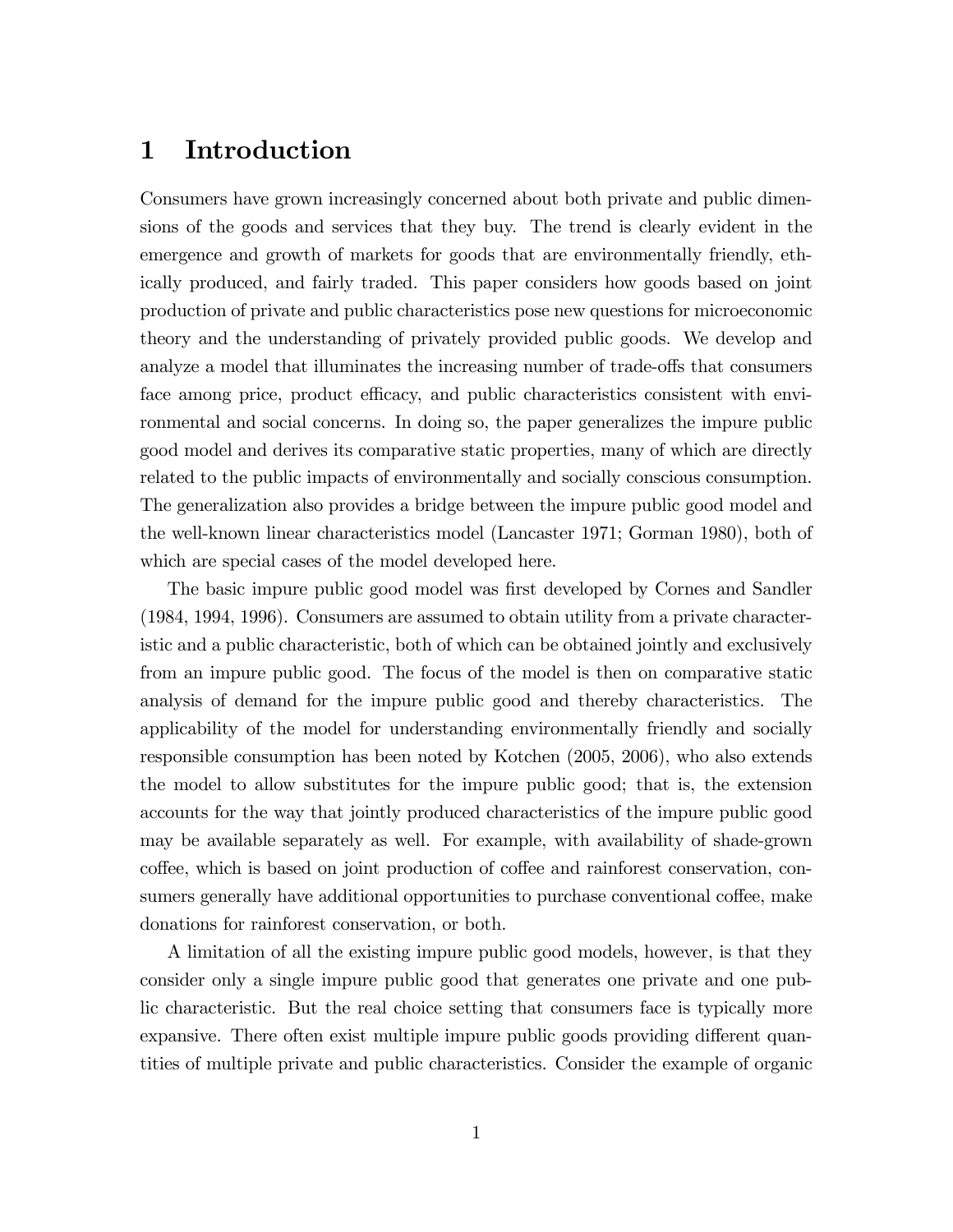# 1 Introduction

Consumers have grown increasingly concerned about both private and public dimensions of the goods and services that they buy. The trend is clearly evident in the emergence and growth of markets for goods that are environmentally friendly, ethically produced, and fairly traded. This paper considers how goods based on joint production of private and public characteristics pose new questions for microeconomic theory and the understanding of privately provided public goods. We develop and analyze a model that illuminates the increasing number of trade-offs that consumers face among price, product efficacy, and public characteristics consistent with environmental and social concerns. In doing so, the paper generalizes the impure public good model and derives its comparative static properties, many of which are directly related to the public impacts of environmentally and socially conscious consumption. The generalization also provides a bridge between the impure public good model and the well-known linear characteristics model (Lancaster 1971; Gorman 1980), both of which are special cases of the model developed here.

The basic impure public good model was first developed by Cornes and Sandler (1984, 1994, 1996). Consumers are assumed to obtain utility from a private characteristic and a public characteristic, both of which can be obtained jointly and exclusively from an impure public good. The focus of the model is then on comparative static analysis of demand for the impure public good and thereby characteristics. The applicability of the model for understanding environmentally friendly and socially responsible consumption has been noted by Kotchen (2005, 2006), who also extends the model to allow substitutes for the impure public good; that is, the extension accounts for the way that jointly produced characteristics of the impure public good may be available separately as well. For example, with availability of shade-grown coffee, which is based on joint production of coffee and rainforest conservation, consumers generally have additional opportunities to purchase conventional coffee, make donations for rainforest conservation, or both.

A limitation of all the existing impure public good models, however, is that they consider only a single impure public good that generates one private and one public characteristic. But the real choice setting that consumers face is typically more expansive. There often exist multiple impure public goods providing different quantities of multiple private and public characteristics. Consider the example of organic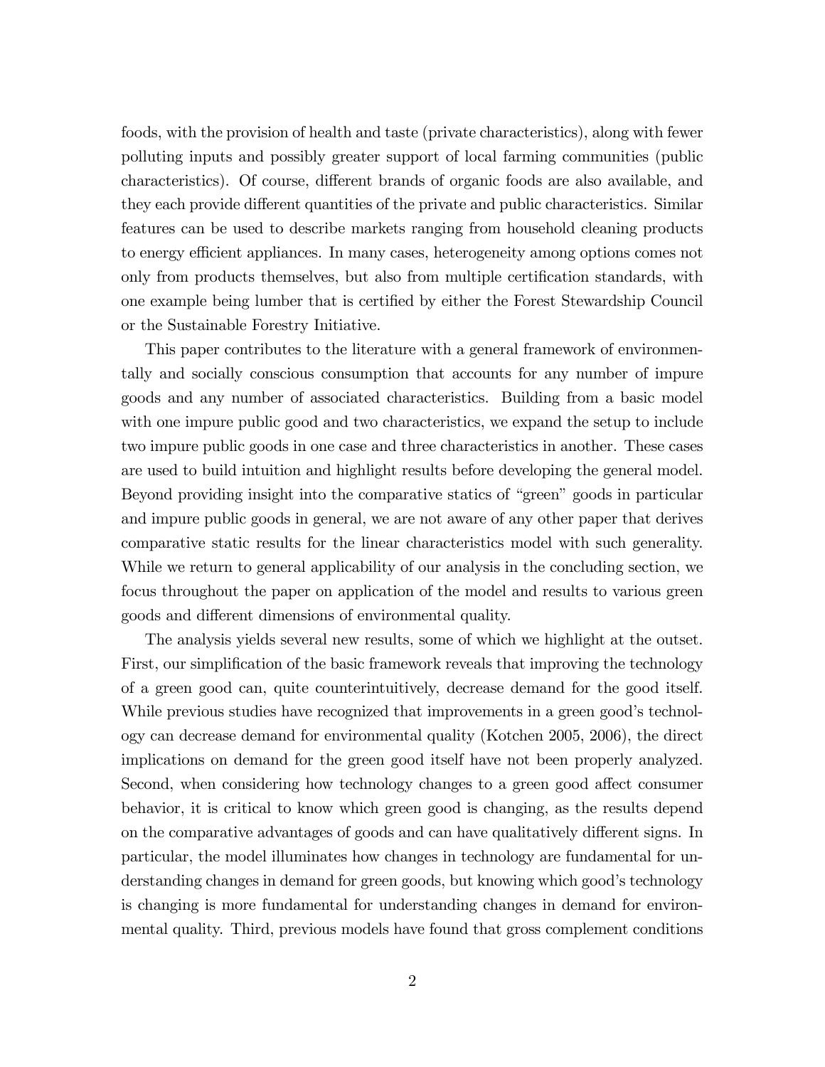foods, with the provision of health and taste (private characteristics), along with fewer polluting inputs and possibly greater support of local farming communities (public characteristics). Of course, different brands of organic foods are also available, and they each provide different quantities of the private and public characteristics. Similar features can be used to describe markets ranging from household cleaning products to energy efficient appliances. In many cases, heterogeneity among options comes not only from products themselves, but also from multiple certification standards, with one example being lumber that is certified by either the Forest Stewardship Council or the Sustainable Forestry Initiative.

This paper contributes to the literature with a general framework of environmentally and socially conscious consumption that accounts for any number of impure goods and any number of associated characteristics. Building from a basic model with one impure public good and two characteristics, we expand the setup to include two impure public goods in one case and three characteristics in another. These cases are used to build intuition and highlight results before developing the general model. Beyond providing insight into the comparative statics of "green" goods in particular and impure public goods in general, we are not aware of any other paper that derives comparative static results for the linear characteristics model with such generality. While we return to general applicability of our analysis in the concluding section, we focus throughout the paper on application of the model and results to various green goods and different dimensions of environmental quality.

The analysis yields several new results, some of which we highlight at the outset. First, our simplification of the basic framework reveals that improving the technology of a green good can, quite counterintuitively, decrease demand for the good itself. While previous studies have recognized that improvements in a green good's technology can decrease demand for environmental quality (Kotchen 2005, 2006), the direct implications on demand for the green good itself have not been properly analyzed. Second, when considering how technology changes to a green good affect consumer behavior, it is critical to know which green good is changing, as the results depend on the comparative advantages of goods and can have qualitatively different signs. In particular, the model illuminates how changes in technology are fundamental for understanding changes in demand for green goods, but knowing which good's technology is changing is more fundamental for understanding changes in demand for environmental quality. Third, previous models have found that gross complement conditions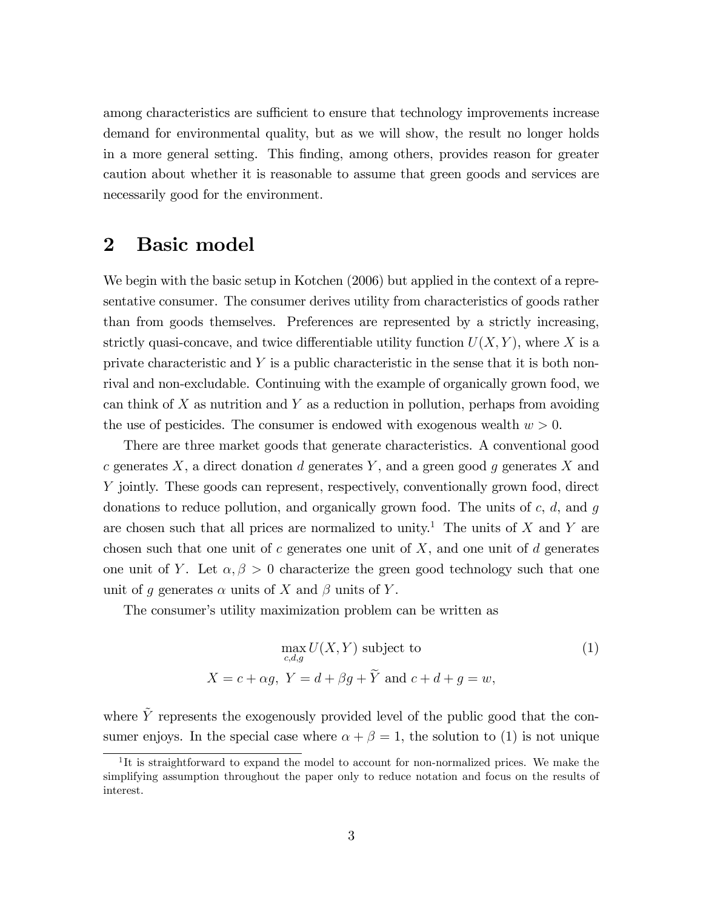among characteristics are sufficient to ensure that technology improvements increase demand for environmental quality, but as we will show, the result no longer holds in a more general setting. This finding, among others, provides reason for greater caution about whether it is reasonable to assume that green goods and services are necessarily good for the environment.

## 2 Basic model

We begin with the basic setup in Kotchen (2006) but applied in the context of a representative consumer. The consumer derives utility from characteristics of goods rather than from goods themselves. Preferences are represented by a strictly increasing, strictly quasi-concave, and twice differentiable utility function $U(X,Y)$, where $X$ is a private characteristic and $Y$ is a public characteristic in the sense that it is both non-rival and non-excludable. Continuing with the example of organically grown food, we can think of $X$ as nutrition and $Y$ as a reduction in pollution, perhaps from avoiding the use of pesticides. The consumer is endowed with exogenous wealth $w > 0$.

There are three market goods that generate characteristics. A conventional good $c$ generates $X$, a direct donation $d$ generates $Y$, and a green good $g$ generates $X$ and $Y$ jointly. These goods can represent, respectively, conventionally grown food, direct donations to reduce pollution, and organically grown food. The units of $c$, $d$, and $g$ are chosen such that all prices are normalized to unity.[1] The units of $X$ and $Y$ are chosen such that one unit of $c$ generates one unit of $X$, and one unit of $d$ generates one unit of $Y$. Let $\alpha, \beta > 0$ characterize the green good technology such that one unit of $g$ generates $\alpha$ units of $X$ and $\beta$ units of $Y$.

The consumer's utility maximization problem can be written as

$$\max_{c,d,g} U(X,Y) \text{ subject to} \tag{1}$$
$$X = c + \alpha g,\ Y = d + \beta g + \widetilde{Y} \text{ and } c + d + g = w,$$

where $\tilde{Y}$ represents the exogenously provided level of the public good that the consumer enjoys. In the special case where $\alpha + \beta = 1$, the solution to (1) is not unique

[1] It is straightforward to expand the model to account for non-normalized prices. We make the simplifying assumption throughout the paper only to reduce notation and focus on the results of interest.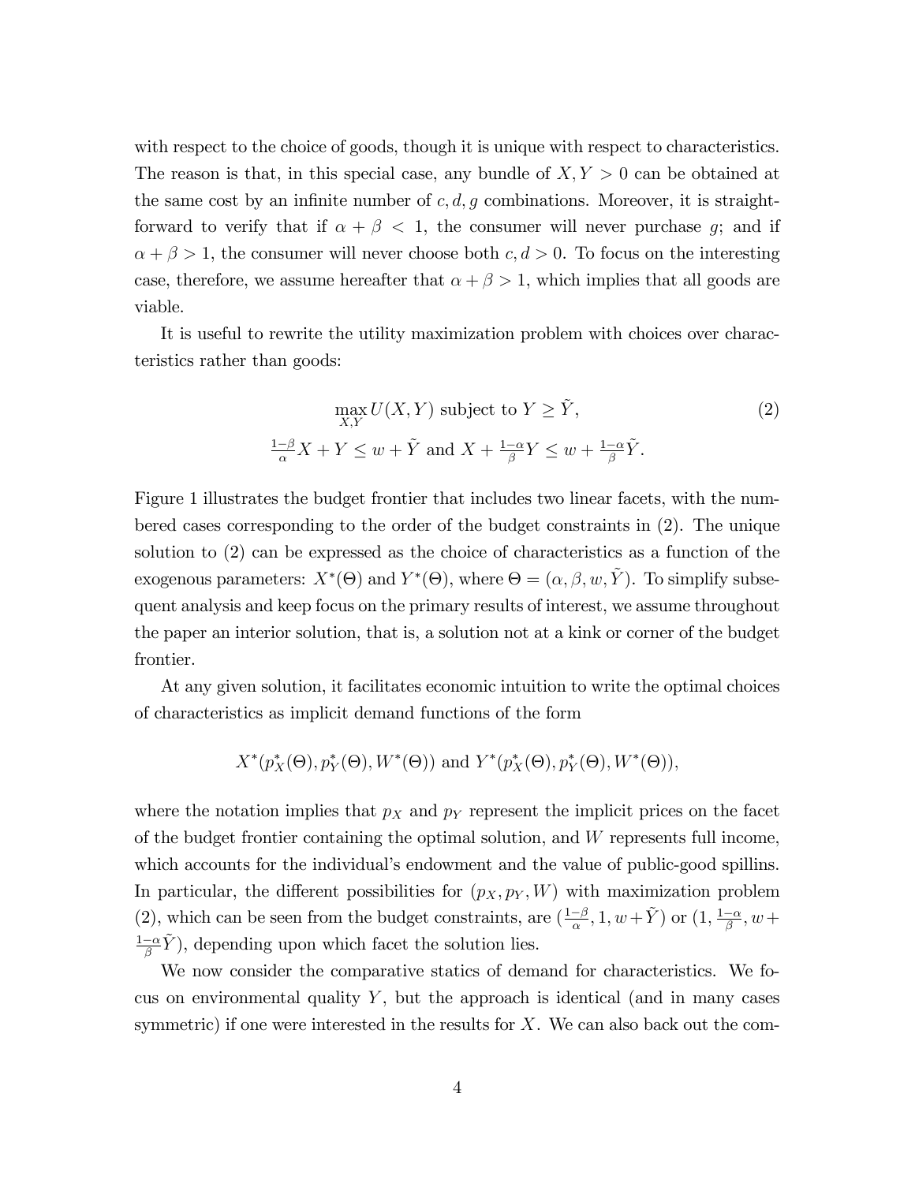with respect to the choice of goods, though it is unique with respect to characteristics. The reason is that, in this special case, any bundle of $X, Y > 0$ can be obtained at the same cost by an infinite number of $c, d, g$ combinations. Moreover, it is straightforward to verify that if $\alpha + \beta < 1$, the consumer will never purchase $g$; and if $\alpha + \beta > 1$, the consumer will never choose both $c, d > 0$. To focus on the interesting case, therefore, we assume hereafter that $\alpha + \beta > 1$, which implies that all goods are viable.

It is useful to rewrite the utility maximization problem with choices over characteristics rather than goods:

$$\max_{X,Y} U(X, Y) \text{ subject to } Y \geq \tilde{Y}, \tag{2}$$
$$\tfrac{1-\beta}{\alpha} X + Y \leq w + \tilde{Y} \text{ and } X + \tfrac{1-\alpha}{\beta} Y \leq w + \tfrac{1-\alpha}{\beta} \tilde{Y}.$$

Figure 1 illustrates the budget frontier that includes two linear facets, with the numbered cases corresponding to the order of the budget constraints in (2). The unique solution to (2) can be expressed as the choice of characteristics as a function of the exogenous parameters: $X^*(\Theta)$ and $Y^*(\Theta)$, where $\Theta = (\alpha, \beta, w, \tilde{Y})$. To simplify subsequent analysis and keep focus on the primary results of interest, we assume throughout the paper an interior solution, that is, a solution not at a kink or corner of the budget frontier.

At any given solution, it facilitates economic intuition to write the optimal choices of characteristics as implicit demand functions of the form

$$X^*(p_X^*(\Theta), p_Y^*(\Theta), W^*(\Theta)) \text{ and } Y^*(p_X^*(\Theta), p_Y^*(\Theta), W^*(\Theta)),$$

where the notation implies that $p_X$ and $p_Y$ represent the implicit prices on the facet of the budget frontier containing the optimal solution, and $W$ represents full income, which accounts for the individual's endowment and the value of public-good spillins. In particular, the different possibilities for $(p_X, p_Y, W)$ with maximization problem (2), which can be seen from the budget constraints, are $(\frac{1-\beta}{\alpha}, 1, w + \tilde{Y})$ or $(1, \frac{1-\alpha}{\beta}, w + \frac{1-\alpha}{\beta}\tilde{Y})$, depending upon which facet the solution lies.

We now consider the comparative statics of demand for characteristics. We focus on environmental quality $Y$, but the approach is identical (and in many cases symmetric) if one were interested in the results for $X$. We can also back out the com-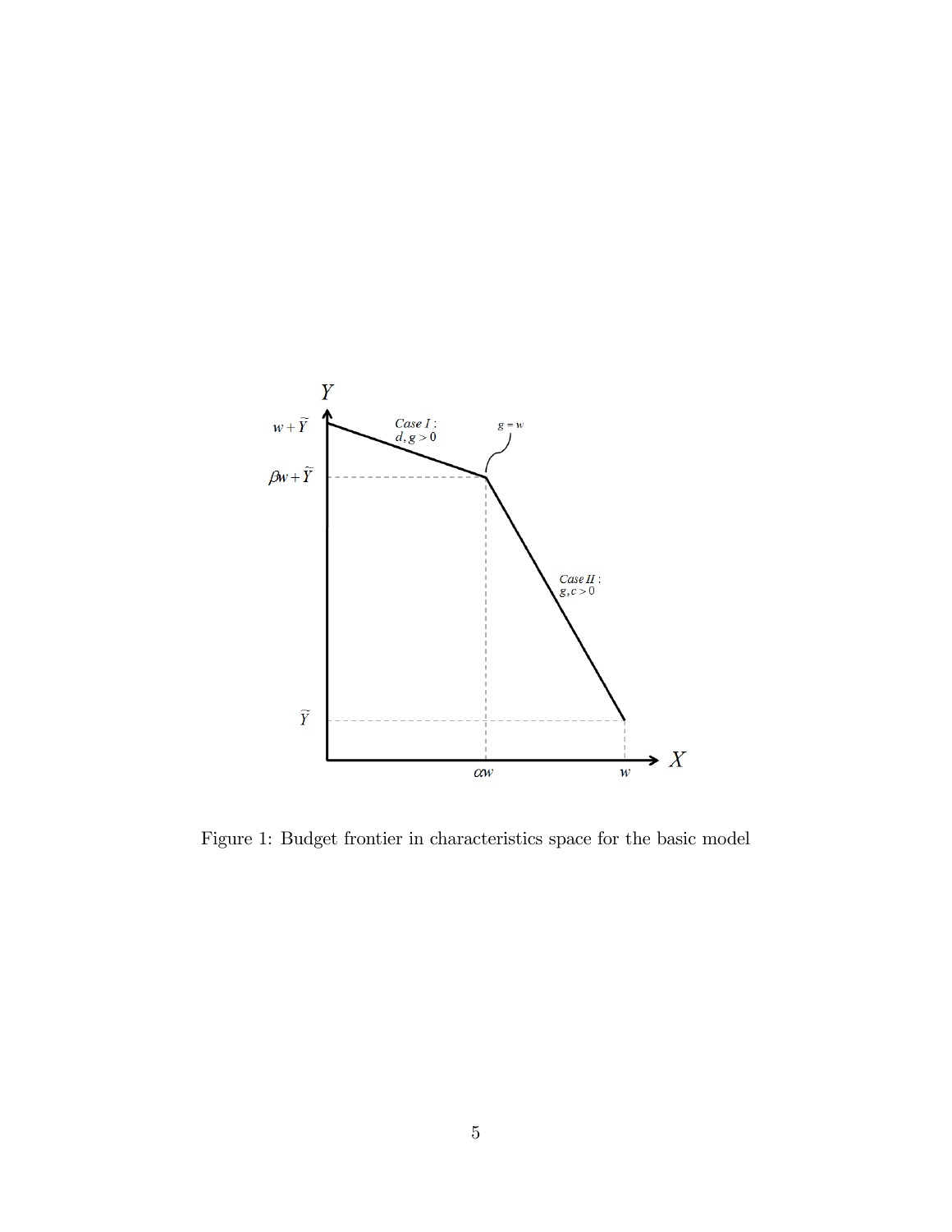Figure 1: Budget frontier in characteristics space for the basic model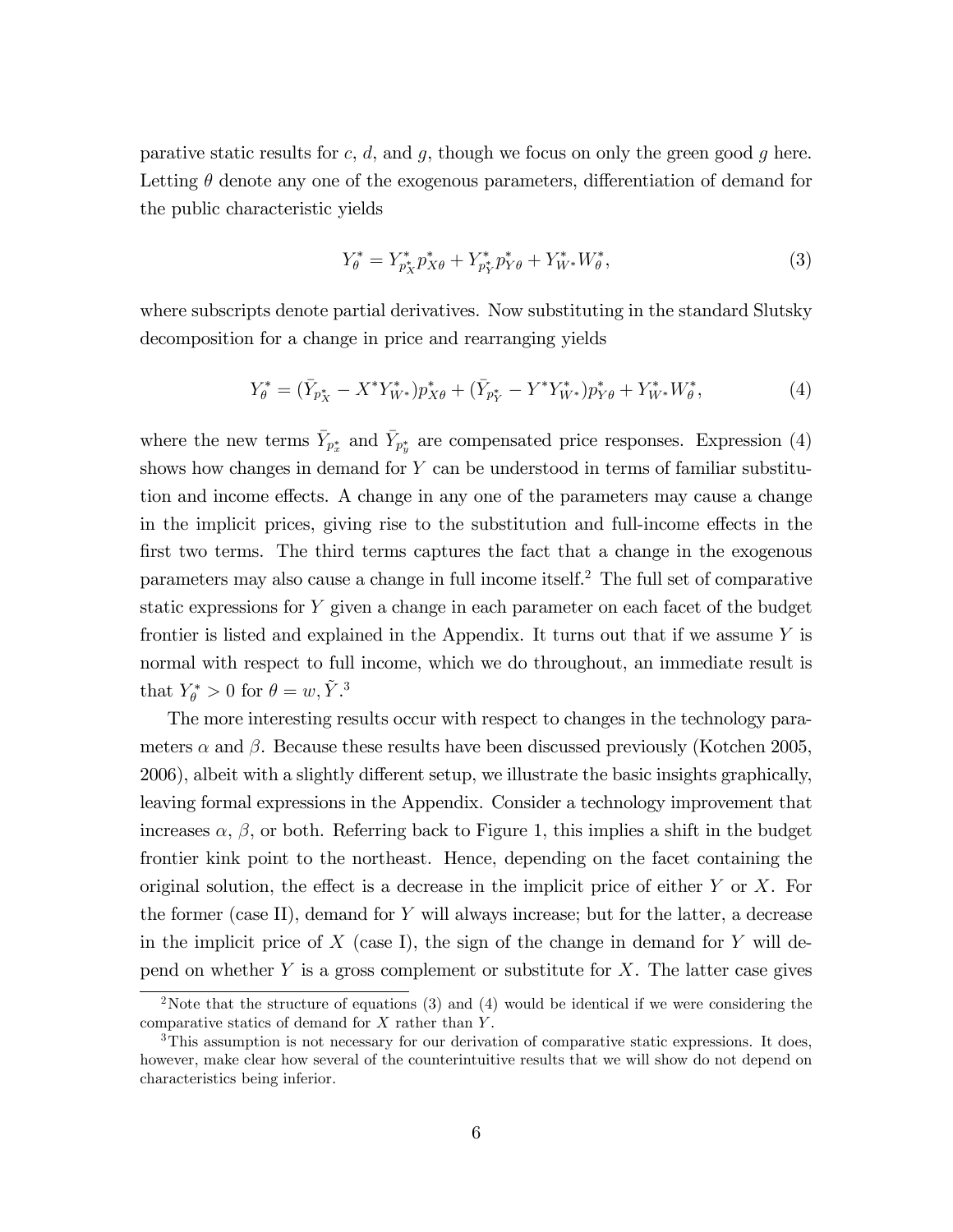parative static results for $c$, $d$, and $g$, though we focus on only the green good $g$ here. Letting $\theta$ denote any one of the exogenous parameters, differentiation of demand for the public characteristic yields

$$Y_\theta^* = Y_{p_X^*}^* p_{X\theta}^* + Y_{p_Y^*}^* p_{Y\theta}^* + Y_{W^*}^* W_\theta^*, \tag{3}$$

where subscripts denote partial derivatives. Now substituting in the standard Slutsky decomposition for a change in price and rearranging yields

$$Y_\theta^* = (\bar{Y}_{p_X^*} - X^* Y_{W^*}^*) p_{X\theta}^* + (\bar{Y}_{p_Y^*} - Y^* Y_{W^*}^*) p_{Y\theta}^* + Y_{W^*}^* W_\theta^*, \tag{4}$$

where the new terms $\bar{Y}_{p_x^*}$ and $\bar{Y}_{p_y^*}$ are compensated price responses. Expression (4) shows how changes in demand for $Y$ can be understood in terms of familiar substitution and income effects. A change in any one of the parameters may cause a change in the implicit prices, giving rise to the substitution and full-income effects in the first two terms. The third terms captures the fact that a change in the exogenous parameters may also cause a change in full income itself.[2] The full set of comparative static expressions for $Y$ given a change in each parameter on each facet of the budget frontier is listed and explained in the Appendix. It turns out that if we assume $Y$ is normal with respect to full income, which we do throughout, an immediate result is that $Y_\theta^* > 0$ for $\theta = w, \tilde{Y}$.[3]

The more interesting results occur with respect to changes in the technology parameters $\alpha$ and $\beta$. Because these results have been discussed previously (Kotchen 2005, 2006), albeit with a slightly different setup, we illustrate the basic insights graphically, leaving formal expressions in the Appendix. Consider a technology improvement that increases $\alpha$, $\beta$, or both. Referring back to Figure 1, this implies a shift in the budget frontier kink point to the northeast. Hence, depending on the facet containing the original solution, the effect is a decrease in the implicit price of either $Y$ or $X$. For the former (case II), demand for $Y$ will always increase; but for the latter, a decrease in the implicit price of $X$ (case I), the sign of the change in demand for $Y$ will depend on whether $Y$ is a gross complement or substitute for $X$. The latter case gives

[2] Note that the structure of equations (3) and (4) would be identical if we were considering the comparative statics of demand for $X$ rather than $Y$.

[3] This assumption is not necessary for our derivation of comparative static expressions. It does, however, make clear how several of the counterintuitive results that we will show do not depend on characteristics being inferior.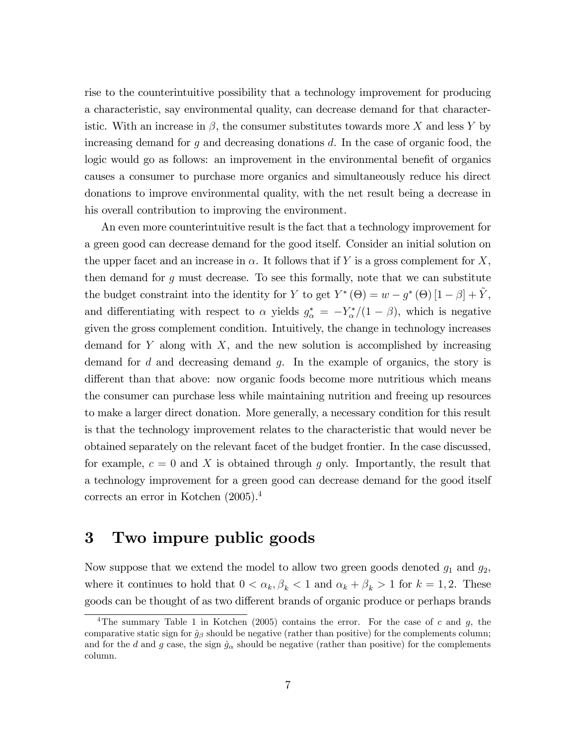rise to the counterintuitive possibility that a technology improvement for producing a characteristic, say environmental quality, can decrease demand for that characteristic. With an increase in $\beta$, the consumer substitutes towards more $X$ and less $Y$ by increasing demand for $g$ and decreasing donations $d$. In the case of organic food, the logic would go as follows: an improvement in the environmental benefit of organics causes a consumer to purchase more organics and simultaneously reduce his direct donations to improve environmental quality, with the net result being a decrease in his overall contribution to improving the environment.

An even more counterintuitive result is the fact that a technology improvement for a green good can decrease demand for the good itself. Consider an initial solution on the upper facet and an increase in $\alpha$. It follows that if $Y$ is a gross complement for $X$, then demand for $g$ must decrease. To see this formally, note that we can substitute the budget constraint into the identity for $Y$ to get $Y^*(\Theta) = w - g^*(\Theta)[1-\beta] + \tilde{Y}$, and differentiating with respect to $\alpha$ yields $g^*_\alpha = -Y^*_\alpha/(1-\beta)$, which is negative given the gross complement condition. Intuitively, the change in technology increases demand for $Y$ along with $X$, and the new solution is accomplished by increasing demand for $d$ and decreasing demand $g$. In the example of organics, the story is different than that above: now organic foods become more nutritious which means the consumer can purchase less while maintaining nutrition and freeing up resources to make a larger direct donation. More generally, a necessary condition for this result is that the technology improvement relates to the characteristic that would never be obtained separately on the relevant facet of the budget frontier. In the case discussed, for example, $c = 0$ and $X$ is obtained through $g$ only. Importantly, the result that a technology improvement for a green good can decrease demand for the good itself corrects an error in Kotchen (2005).[4]

# 3 Two impure public goods

Now suppose that we extend the model to allow two green goods denoted $g_1$ and $g_2$, where it continues to hold that $0 < \alpha_k, \beta_k < 1$ and $\alpha_k + \beta_k > 1$ for $k = 1, 2$. These goods can be thought of as two different brands of organic produce or perhaps brands

[4] The summary Table 1 in Kotchen (2005) contains the error. For the case of $c$ and $g$, the comparative static sign for $\hat{g}_\beta$ should be negative (rather than positive) for the complements column; and for the $d$ and $g$ case, the sign $\hat{g}_\alpha$ should be negative (rather than positive) for the complements column.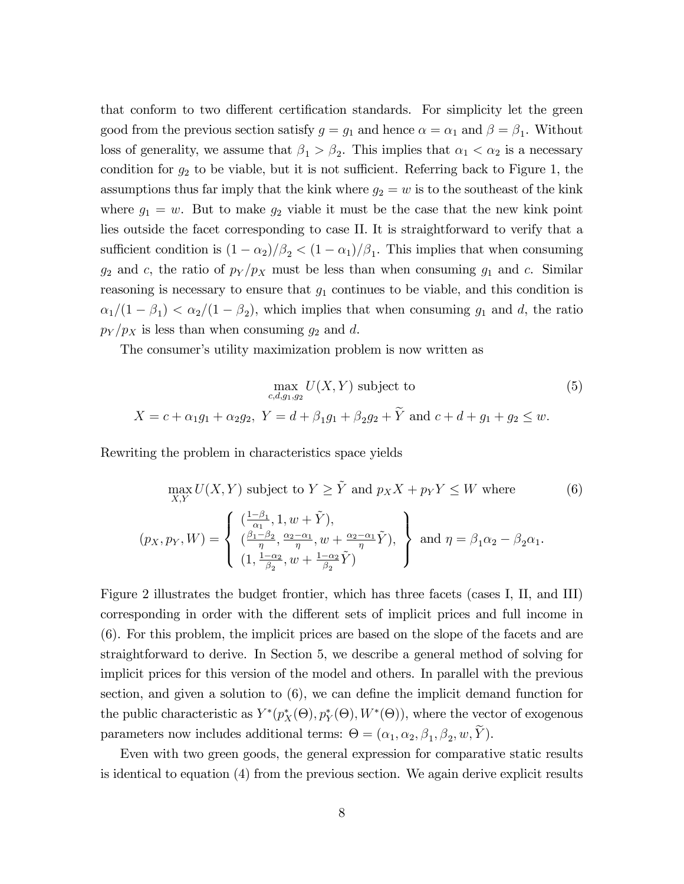that conform to two different certification standards. For simplicity let the green good from the previous section satisfy $g = g_1$ and hence $\alpha = \alpha_1$ and $\beta = \beta_1$. Without loss of generality, we assume that $\beta_1 > \beta_2$. This implies that $\alpha_1 < \alpha_2$ is a necessary condition for $g_2$ to be viable, but it is not sufficient. Referring back to Figure 1, the assumptions thus far imply that the kink where $g_2 = w$ is to the southeast of the kink where $g_1 = w$. But to make $g_2$ viable it must be the case that the new kink point lies outside the facet corresponding to case II. It is straightforward to verify that a sufficient condition is $(1 - \alpha_2)/\beta_2 < (1 - \alpha_1)/\beta_1$. This implies that when consuming $g_2$ and $c$, the ratio of $p_Y/p_X$ must be less than when consuming $g_1$ and $c$. Similar reasoning is necessary to ensure that $g_1$ continues to be viable, and this condition is $\alpha_1/(1 - \beta_1) < \alpha_2/(1 - \beta_2)$, which implies that when consuming $g_1$ and $d$, the ratio $p_Y/p_X$ is less than when consuming $g_2$ and $d$.

The consumer's utility maximization problem is now written as

$$\max_{c,d,g_1,g_2} U(X,Y) \text{ subject to} \tag{5}$$
$$X = c + \alpha_1 g_1 + \alpha_2 g_2,\ Y = d + \beta_1 g_1 + \beta_2 g_2 + \widetilde{Y} \text{ and } c + d + g_1 + g_2 \leq w.$$

Rewriting the problem in characteristics space yields

$$\max_{X,Y} U(X,Y) \text{ subject to } Y \geq \tilde{Y} \text{ and } p_X X + p_Y Y \leq W \text{ where} \tag{6}$$
$$(p_X, p_Y, W) = \left\{ \begin{array}{l} (\frac{1-\beta_1}{\alpha_1}, 1, w + \tilde{Y}), \\ (\frac{\beta_1-\beta_2}{\eta}, \frac{\alpha_2-\alpha_1}{\eta}, w + \frac{\alpha_2-\alpha_1}{\eta}\tilde{Y}), \\ (1, \frac{1-\alpha_2}{\beta_2}, w + \frac{1-\alpha_2}{\beta_2}\tilde{Y}) \end{array} \right\} \text{ and } \eta = \beta_1\alpha_2 - \beta_2\alpha_1.$$

Figure 2 illustrates the budget frontier, which has three facets (cases I, II, and III) corresponding in order with the different sets of implicit prices and full income in (6). For this problem, the implicit prices are based on the slope of the facets and are straightforward to derive. In Section 5, we describe a general method of solving for implicit prices for this version of the model and others. In parallel with the previous section, and given a solution to (6), we can define the implicit demand function for the public characteristic as $Y^*(p_X^*(\Theta), p_Y^*(\Theta), W^*(\Theta))$, where the vector of exogenous parameters now includes additional terms: $\Theta = (\alpha_1, \alpha_2, \beta_1, \beta_2, w, \widetilde{Y})$.

Even with two green goods, the general expression for comparative static results is identical to equation (4) from the previous section. We again derive explicit results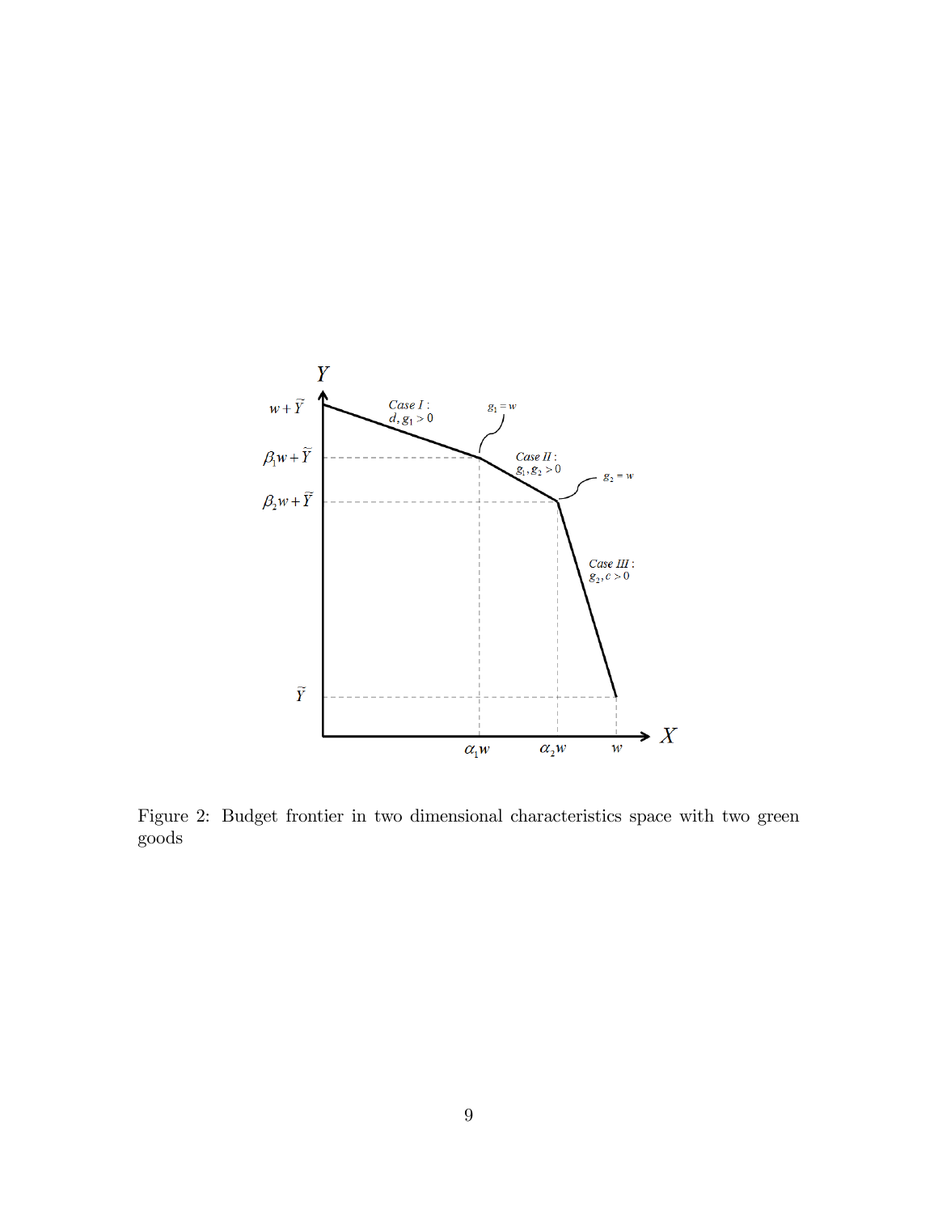$Y$

$w+\widetilde{Y}$

$\beta_1 w+\widetilde{Y}$

$\beta_2 w+\widetilde{Y}$

$\widetilde{Y}$

*Case I* : $d, g_1 > 0$

$g_1 = w$

*Case II* : $g_1, g_2 > 0$

$g_2 = w$

*Case III* : $g_2, c > 0$

$\alpha_1 w$

$\alpha_2 w$

$w$

$X$

Figure 2: Budget frontier in two dimensional characteristics space with two green goods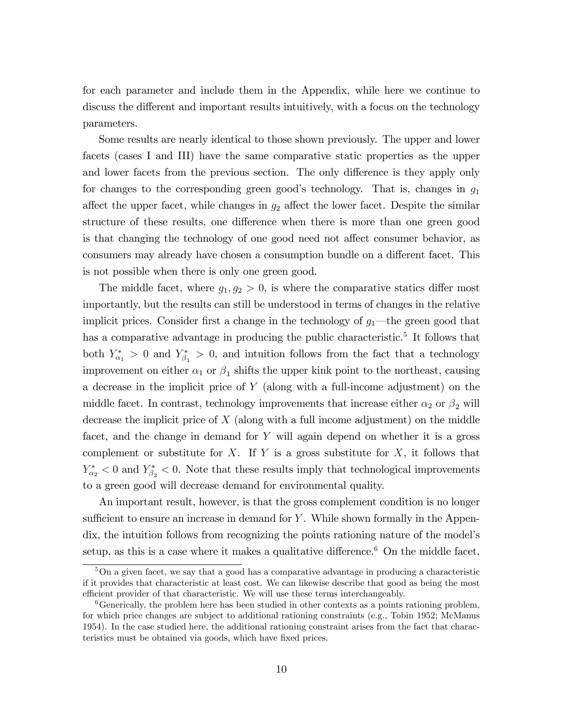for each parameter and include them in the Appendix, while here we continue to discuss the different and important results intuitively, with a focus on the technology parameters.

Some results are nearly identical to those shown previously. The upper and lower facets (cases I and III) have the same comparative static properties as the upper and lower facets from the previous section. The only difference is they apply only for changes to the corresponding green good's technology. That is, changes in $g_1$ affect the upper facet, while changes in $g_2$ affect the lower facet. Despite the similar structure of these results, one difference when there is more than one green good is that changing the technology of one good need not affect consumer behavior, as consumers may already have chosen a consumption bundle on a different facet. This is not possible when there is only one green good.

The middle facet, where $g_1, g_2 > 0$, is where the comparative statics differ most importantly, but the results can still be understood in terms of changes in the relative implicit prices. Consider first a change in the technology of $g_1$—the green good that has a comparative advantage in producing the public characteristic.[5] It follows that both $Y^*_{\alpha_1} > 0$ and $Y^*_{\beta_1} > 0$, and intuition follows from the fact that a technology improvement on either $\alpha_1$ or $\beta_1$ shifts the upper kink point to the northeast, causing a decrease in the implicit price of $Y$ (along with a full-income adjustment) on the middle facet. In contrast, technology improvements that increase either $\alpha_2$ or $\beta_2$ will decrease the implicit price of $X$ (along with a full income adjustment) on the middle facet, and the change in demand for $Y$ will again depend on whether it is a gross complement or substitute for $X$. If $Y$ is a gross substitute for $X$, it follows that $Y^*_{\alpha_2} < 0$ and $Y^*_{\beta_2} < 0$. Note that these results imply that technological improvements to a green good will decrease demand for environmental quality.

An important result, however, is that the gross complement condition is no longer sufficient to ensure an increase in demand for $Y$. While shown formally in the Appendix, the intuition follows from recognizing the points rationing nature of the model's setup, as this is a case where it makes a qualitative difference.[6] On the middle facet,

[5] On a given facet, we say that a good has a comparative advantage in producing a characteristic if it provides that characteristic at least cost. We can likewise describe that good as being the most efficient provider of that characteristic. We will use these terms interchangeably.

[6] Generically, the problem here has been studied in other contexts as a points rationing problem, for which price changes are subject to additional rationing constraints (e.g., Tobin 1952; McManus 1954). In the case studied here, the additional rationing constraint arises from the fact that characteristics must be obtained via goods, which have fixed prices.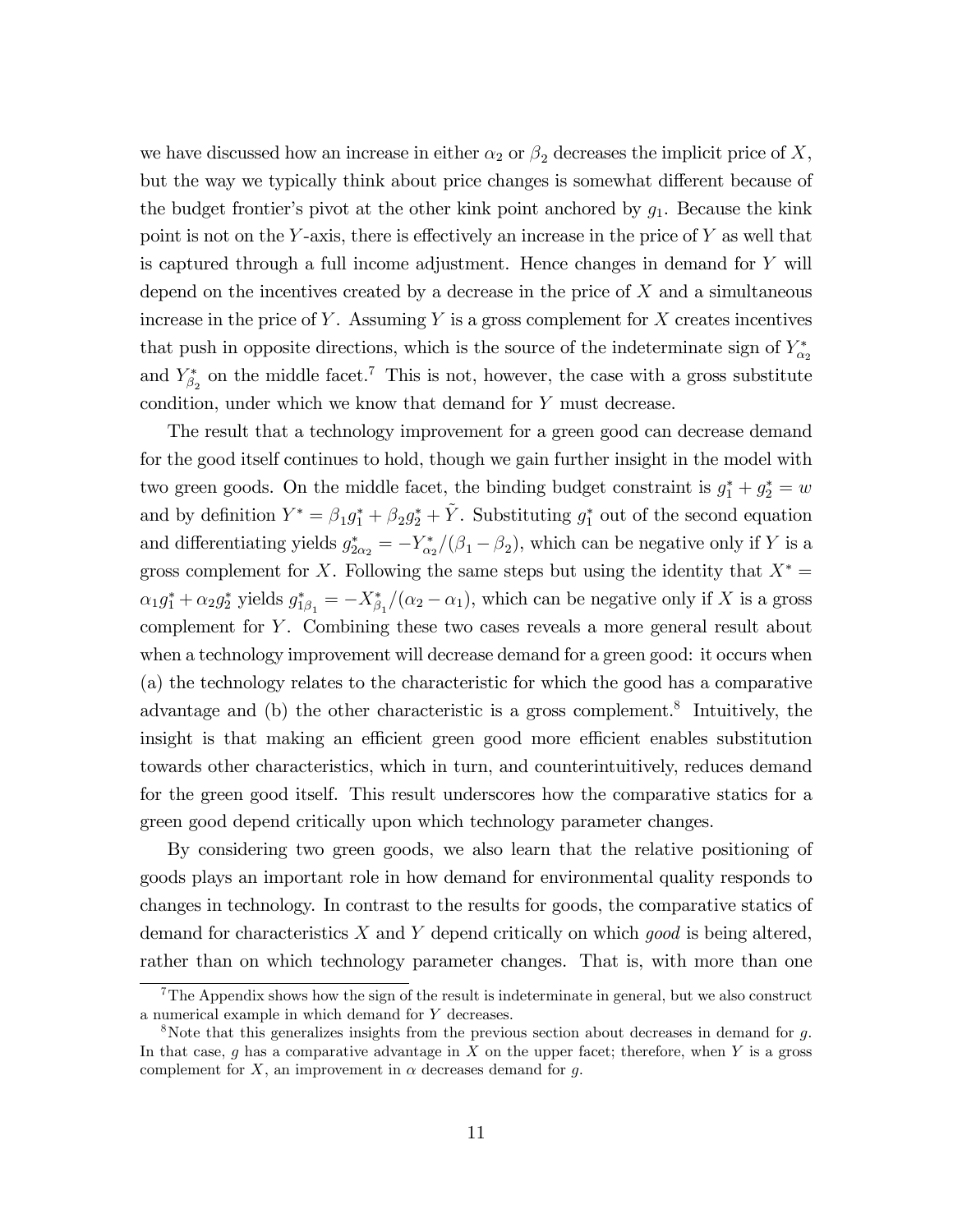we have discussed how an increase in either $\alpha_2$ or $\beta_2$ decreases the implicit price of $X$, but the way we typically think about price changes is somewhat different because of the budget frontier's pivot at the other kink point anchored by $g_1$. Because the kink point is not on the $Y$-axis, there is effectively an increase in the price of $Y$ as well that is captured through a full income adjustment. Hence changes in demand for $Y$ will depend on the incentives created by a decrease in the price of $X$ and a simultaneous increase in the price of $Y$. Assuming $Y$ is a gross complement for $X$ creates incentives that push in opposite directions, which is the source of the indeterminate sign of $Y^*_{\alpha_2}$ and $Y^*_{\beta_2}$ on the middle facet.[7] This is not, however, the case with a gross substitute condition, under which we know that demand for $Y$ must decrease.

The result that a technology improvement for a green good can decrease demand for the good itself continues to hold, though we gain further insight in the model with two green goods. On the middle facet, the binding budget constraint is $g_1^* + g_2^* = w$ and by definition $Y^* = \beta_1 g_1^* + \beta_2 g_2^* + \tilde{Y}$. Substituting $g_1^*$ out of the second equation and differentiating yields $g^*_{2\alpha_2} = -Y^*_{\alpha_2}/(\beta_1 - \beta_2)$, which can be negative only if $Y$ is a gross complement for $X$. Following the same steps but using the identity that $X^* = \alpha_1 g_1^* + \alpha_2 g_2^*$ yields $g^*_{1\beta_1} = -X^*_{\beta_1}/(\alpha_2 - \alpha_1)$, which can be negative only if $X$ is a gross complement for $Y$. Combining these two cases reveals a more general result about when a technology improvement will decrease demand for a green good: it occurs when (a) the technology relates to the characteristic for which the good has a comparative advantage and (b) the other characteristic is a gross complement.[8] Intuitively, the insight is that making an efficient green good more efficient enables substitution towards other characteristics, which in turn, and counterintuitively, reduces demand for the green good itself. This result underscores how the comparative statics for a green good depend critically upon which technology parameter changes.

By considering two green goods, we also learn that the relative positioning of goods plays an important role in how demand for environmental quality responds to changes in technology. In contrast to the results for goods, the comparative statics of demand for characteristics $X$ and $Y$ depend critically on which *good* is being altered, rather than on which technology parameter changes. That is, with more than one

[7] The Appendix shows how the sign of the result is indeterminate in general, but we also construct a numerical example in which demand for $Y$ decreases.

[8] Note that this generalizes insights from the previous section about decreases in demand for $g$. In that case, $g$ has a comparative advantage in $X$ on the upper facet; therefore, when $Y$ is a gross complement for $X$, an improvement in $\alpha$ decreases demand for $g$.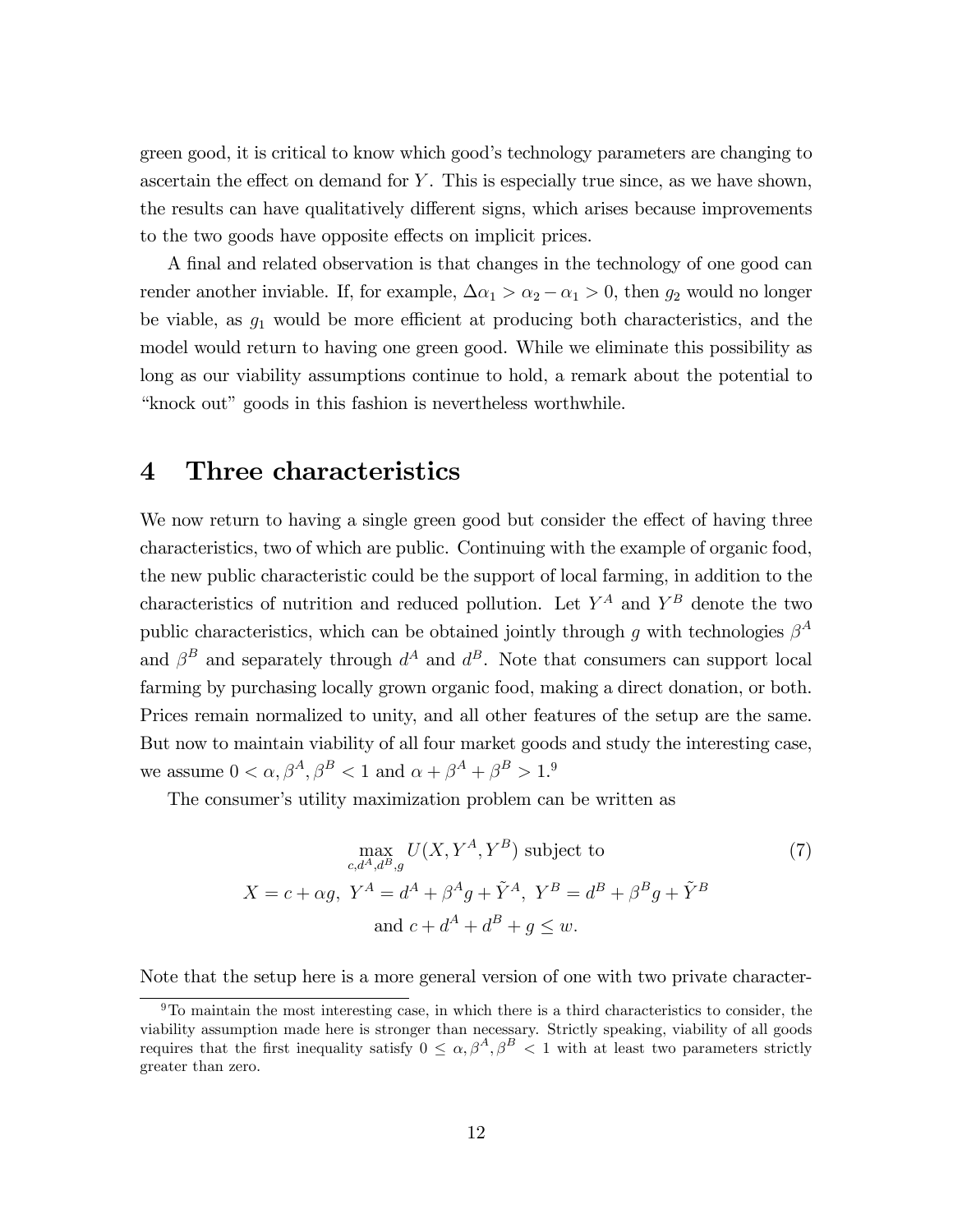green good, it is critical to know which good's technology parameters are changing to ascertain the effect on demand for $Y$. This is especially true since, as we have shown, the results can have qualitatively different signs, which arises because improvements to the two goods have opposite effects on implicit prices.

A final and related observation is that changes in the technology of one good can render another inviable. If, for example, $\Delta\alpha_1 > \alpha_2 - \alpha_1 > 0$, then $g_2$ would no longer be viable, as $g_1$ would be more efficient at producing both characteristics, and the model would return to having one green good. While we eliminate this possibility as long as our viability assumptions continue to hold, a remark about the potential to "knock out" goods in this fashion is nevertheless worthwhile.

# 4 Three characteristics

We now return to having a single green good but consider the effect of having three characteristics, two of which are public. Continuing with the example of organic food, the new public characteristic could be the support of local farming, in addition to the characteristics of nutrition and reduced pollution. Let $Y^A$ and $Y^B$ denote the two public characteristics, which can be obtained jointly through $g$ with technologies $\beta^A$ and $\beta^B$ and separately through $d^A$ and $d^B$. Note that consumers can support local farming by purchasing locally grown organic food, making a direct donation, or both. Prices remain normalized to unity, and all other features of the setup are the same. But now to maintain viability of all four market goods and study the interesting case, we assume $0 < \alpha, \beta^A, \beta^B < 1$ and $\alpha + \beta^A + \beta^B > 1$.[9]

The consumer's utility maximization problem can be written as

$$\max_{c,d^A,d^B,g} U(X, Y^A, Y^B) \text{ subject to} \tag{7}$$

$$X = c + \alpha g,\ Y^A = d^A + \beta^A g + \tilde{Y}^A,\ Y^B = d^B + \beta^B g + \tilde{Y}^B$$

$$\text{and } c + d^A + d^B + g \leq w.$$

Note that the setup here is a more general version of one with two private character-

[9] To maintain the most interesting case, in which there is a third characteristics to consider, the viability assumption made here is stronger than necessary. Strictly speaking, viability of all goods requires that the first inequality satisfy $0 \leq \alpha, \beta^A, \beta^B < 1$ with at least two parameters strictly greater than zero.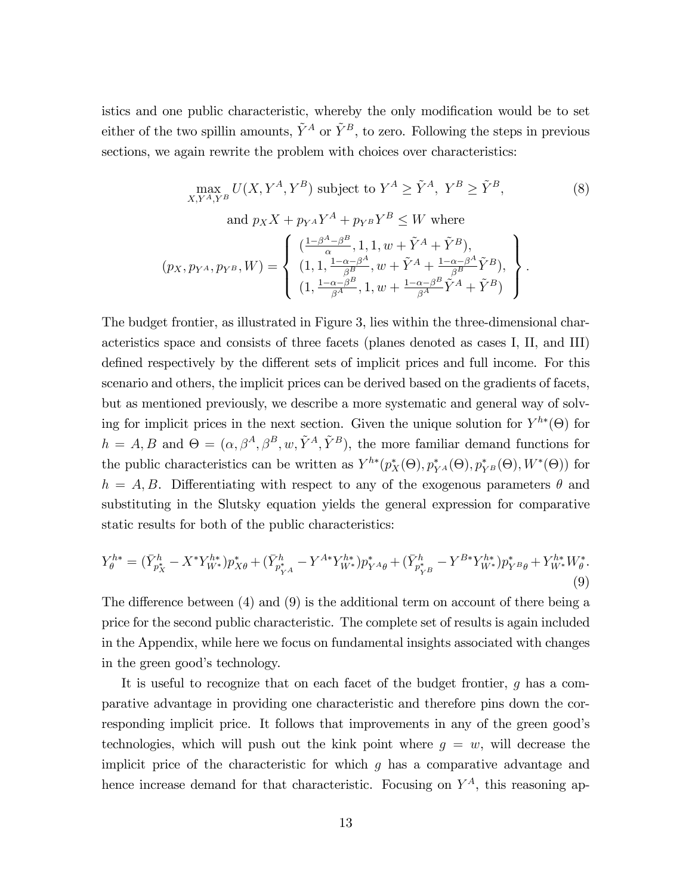istics and one public characteristic, whereby the only modification would be to set either of the two spillin amounts, $\tilde{Y}^A$ or $\tilde{Y}^B$, to zero. Following the steps in previous sections, we again rewrite the problem with choices over characteristics:

$$\max_{X,Y^A,Y^B} U(X, Y^A, Y^B) \text{ subject to } Y^A \geq \tilde{Y}^A,\ Y^B \geq \tilde{Y}^B, \tag{8}$$

$$\text{and } p_X X + p_{Y^A} Y^A + p_{Y^B} Y^B \leq W \text{ where}$$

$$(p_X, p_{Y^A}, p_{Y^B}, W) = \left\{ \begin{array}{l} (\frac{1-\beta^A-\beta^B}{\alpha}, 1, 1, w + \tilde{Y}^A + \tilde{Y}^B), \\ (1, 1, \frac{1-\alpha-\beta^A}{\beta^B}, w + \tilde{Y}^A + \frac{1-\alpha-\beta^A}{\beta^B}\tilde{Y}^B), \\ (1, \frac{1-\alpha-\beta^B}{\beta^A}, 1, w + \frac{1-\alpha-\beta^B}{\beta^A}\tilde{Y}^A + \tilde{Y}^B) \end{array} \right\}.$$

The budget frontier, as illustrated in Figure 3, lies within the three-dimensional characteristics space and consists of three facets (planes denoted as cases I, II, and III) defined respectively by the different sets of implicit prices and full income. For this scenario and others, the implicit prices can be derived based on the gradients of facets, but as mentioned previously, we describe a more systematic and general way of solving for implicit prices in the next section. Given the unique solution for $Y^{h*}(\Theta)$ for $h = A, B$ and $\Theta = (\alpha, \beta^A, \beta^B, w, \tilde{Y}^A, \tilde{Y}^B)$, the more familiar demand functions for the public characteristics can be written as $Y^{h*}(p^*_X(\Theta), p^*_{Y^A}(\Theta), p^*_{Y^B}(\Theta), W^*(\Theta))$ for $h = A, B$. Differentiating with respect to any of the exogenous parameters $\theta$ and substituting in the Slutsky equation yields the general expression for comparative static results for both of the public characteristics:

$$Y^{h*}_\theta = (\bar{Y}^h_{p^*_X} - X^* Y^{h*}_{W^*}) p^*_{X\theta} + (\bar{Y}^h_{p^*_{Y^A}} - Y^{A*} Y^{h*}_{W^*}) p^*_{Y^A\theta} + (\bar{Y}^h_{p^*_{Y^B}} - Y^{B*} Y^{h*}_{W^*}) p^*_{Y^B\theta} + Y^{h*}_{W^*} W^*_\theta. \tag{9}$$

The difference between (4) and (9) is the additional term on account of there being a price for the second public characteristic. The complete set of results is again included in the Appendix, while here we focus on fundamental insights associated with changes in the green good's technology.

It is useful to recognize that on each facet of the budget frontier, $g$ has a comparative advantage in providing one characteristic and therefore pins down the corresponding implicit price. It follows that improvements in any of the green good's technologies, which will push out the kink point where $g = w$, will decrease the implicit price of the characteristic for which $g$ has a comparative advantage and hence increase demand for that characteristic. Focusing on $Y^A$, this reasoning ap-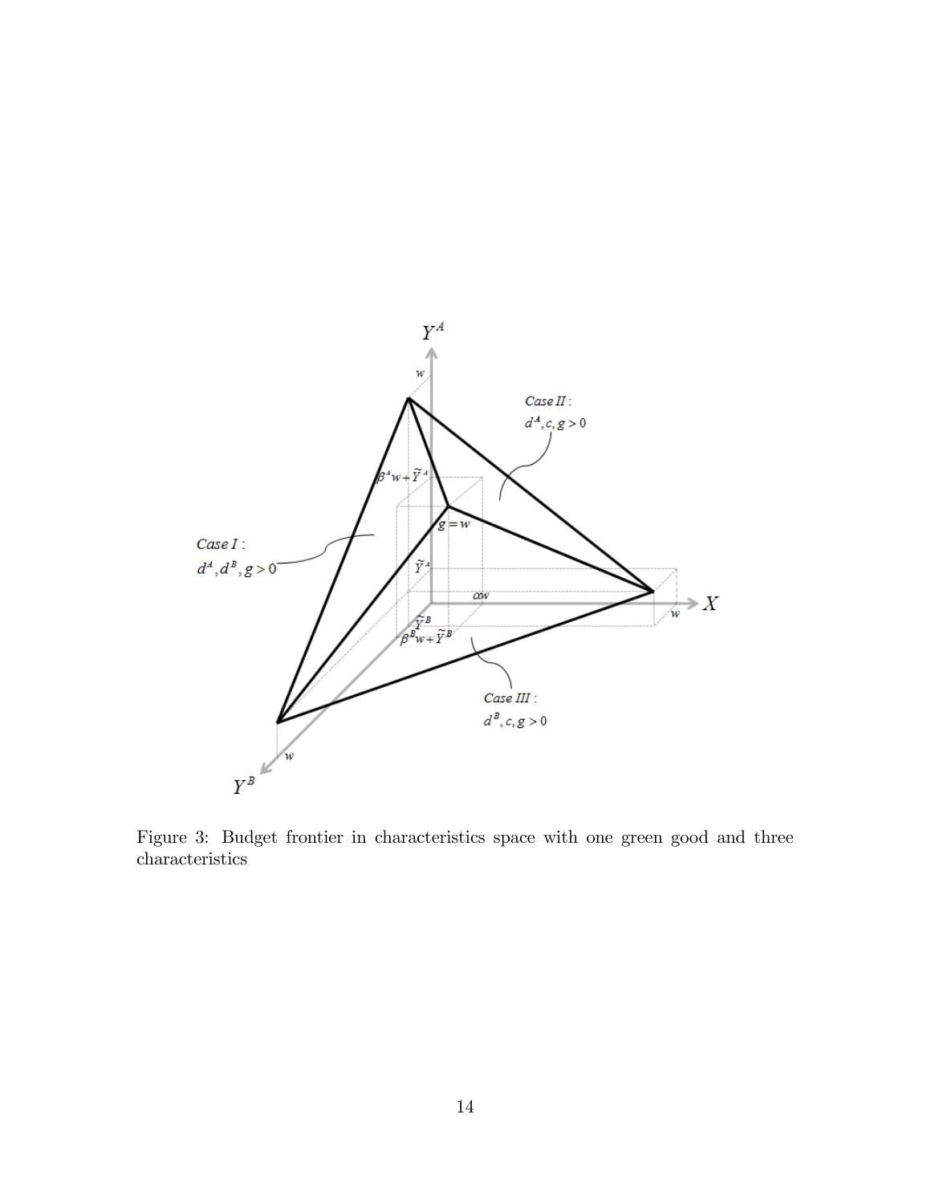$Y^A$

$w$

*Case II* :
$d^A, c, g > 0$

$\beta^A w + \tilde{Y}^A$

$g = w$

*Case I* :
$d^A, d^B, g > 0$

$\tilde{Y}^A$

$\alpha w$

$X$

$w$

$\tilde{Y}^B$

$\beta^B w + \tilde{Y}^B$

*Case III* :
$d^B, c, g > 0$

$w$

$Y^B$

Figure 3: Budget frontier in characteristics space with one green good and three characteristics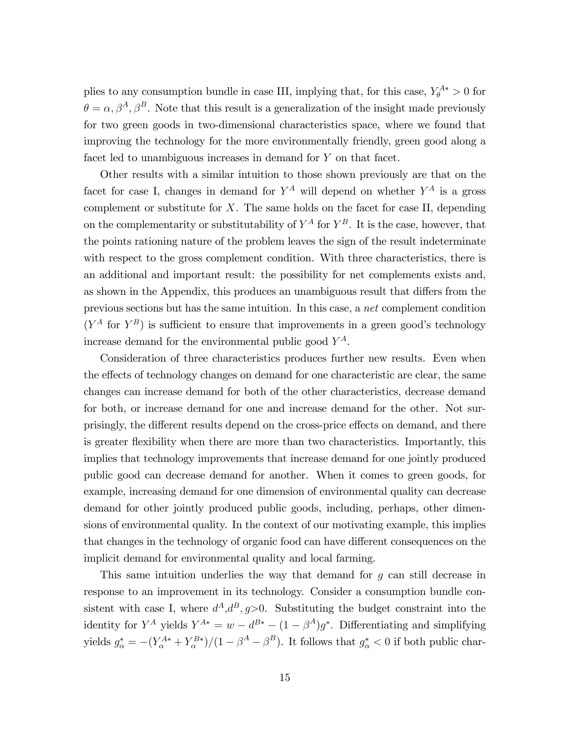plies to any consumption bundle in case III, implying that, for this case, $Y_{\theta}^{A*} > 0$ for $\theta = \alpha, \beta^A, \beta^B$. Note that this result is a generalization of the insight made previously for two green goods in two-dimensional characteristics space, where we found that improving the technology for the more environmentally friendly, green good along a facet led to unambiguous increases in demand for $Y$ on that facet.

Other results with a similar intuition to those shown previously are that on the facet for case I, changes in demand for $Y^A$ will depend on whether $Y^A$ is a gross complement or substitute for $X$. The same holds on the facet for case II, depending on the complementarity or substitutability of $Y^A$ for $Y^B$. It is the case, however, that the points rationing nature of the problem leaves the sign of the result indeterminate with respect to the gross complement condition. With three characteristics, there is an additional and important result: the possibility for net complements exists and, as shown in the Appendix, this produces an unambiguous result that differs from the previous sections but has the same intuition. In this case, a *net* complement condition ($Y^A$ for $Y^B$) is sufficient to ensure that improvements in a green good's technology increase demand for the environmental public good $Y^A$.

Consideration of three characteristics produces further new results. Even when the effects of technology changes on demand for one characteristic are clear, the same changes can increase demand for both of the other characteristics, decrease demand for both, or increase demand for one and increase demand for the other. Not surprisingly, the different results depend on the cross-price effects on demand, and there is greater flexibility when there are more than two characteristics. Importantly, this implies that technology improvements that increase demand for one jointly produced public good can decrease demand for another. When it comes to green goods, for example, increasing demand for one dimension of environmental quality can decrease demand for other jointly produced public goods, including, perhaps, other dimensions of environmental quality. In the context of our motivating example, this implies that changes in the technology of organic food can have different consequences on the implicit demand for environmental quality and local farming.

This same intuition underlies the way that demand for $g$ can still decrease in response to an improvement in its technology. Consider a consumption bundle consistent with case I, where $d^A$,$d^B$, $g$>0. Substituting the budget constraint into the identity for $Y^A$ yields $Y^{A*} = w - d^{B*} - (1 - \beta^A)g^*$. Differentiating and simplifying yields $g_{\alpha}^* = -(Y_{\alpha}^{A*} + Y_{\alpha}^{B*})/(1 - \beta^A - \beta^B)$. It follows that $g_{\alpha}^* < 0$ if both public char-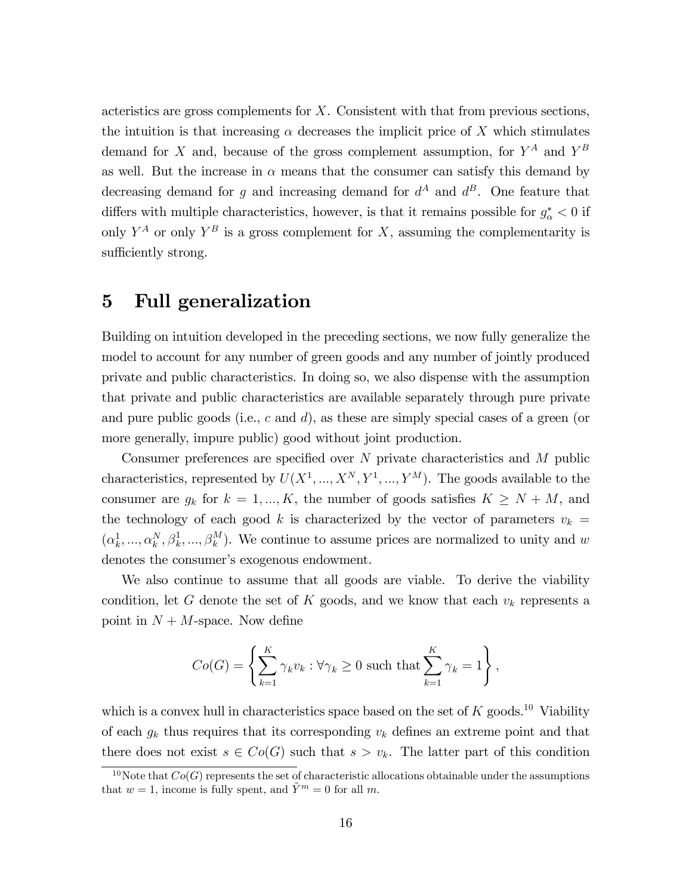acteristics are gross complements for $X$. Consistent with that from previous sections, the intuition is that increasing $\alpha$ decreases the implicit price of $X$ which stimulates demand for $X$ and, because of the gross complement assumption, for $Y^A$ and $Y^B$ as well. But the increase in $\alpha$ means that the consumer can satisfy this demand by decreasing demand for $g$ and increasing demand for $d^A$ and $d^B$. One feature that differs with multiple characteristics, however, is that it remains possible for $g^*_\alpha < 0$ if only $Y^A$ or only $Y^B$ is a gross complement for $X$, assuming the complementarity is sufficiently strong.

# 5 Full generalization

Building on intuition developed in the preceding sections, we now fully generalize the model to account for any number of green goods and any number of jointly produced private and public characteristics. In doing so, we also dispense with the assumption that private and public characteristics are available separately through pure private and pure public goods (i.e., $c$ and $d$), as these are simply special cases of a green (or more generally, impure public) good without joint production.

Consumer preferences are specified over $N$ private characteristics and $M$ public characteristics, represented by $U(X^1, ..., X^N, Y^1, ..., Y^M)$. The goods available to the consumer are $g_k$ for $k = 1, ..., K$, the number of goods satisfies $K \geq N + M$, and the technology of each good $k$ is characterized by the vector of parameters $v_k = (\alpha_k^1, ..., \alpha_k^N, \beta_k^1, ..., \beta_k^M)$. We continue to assume prices are normalized to unity and $w$ denotes the consumer's exogenous endowment.

We also continue to assume that all goods are viable. To derive the viability condition, let $G$ denote the set of $K$ goods, and we know that each $v_k$ represents a point in $N + M$-space. Now define

$$Co(G) = \left\{ \sum_{k=1}^{K} \gamma_k v_k : \forall \gamma_k \geq 0 \text{ such that} \sum_{k=1}^{K} \gamma_k = 1 \right\},$$

which is a convex hull in characteristics space based on the set of $K$ goods.[10] Viability of each $g_k$ thus requires that its corresponding $v_k$ defines an extreme point and that there does not exist $s \in Co(G)$ such that $s > v_k$. The latter part of this condition

[10] Note that $Co(G)$ represents the set of characteristic allocations obtainable under the assumptions that $w = 1$, income is fully spent, and $\tilde{Y}^m = 0$ for all $m$.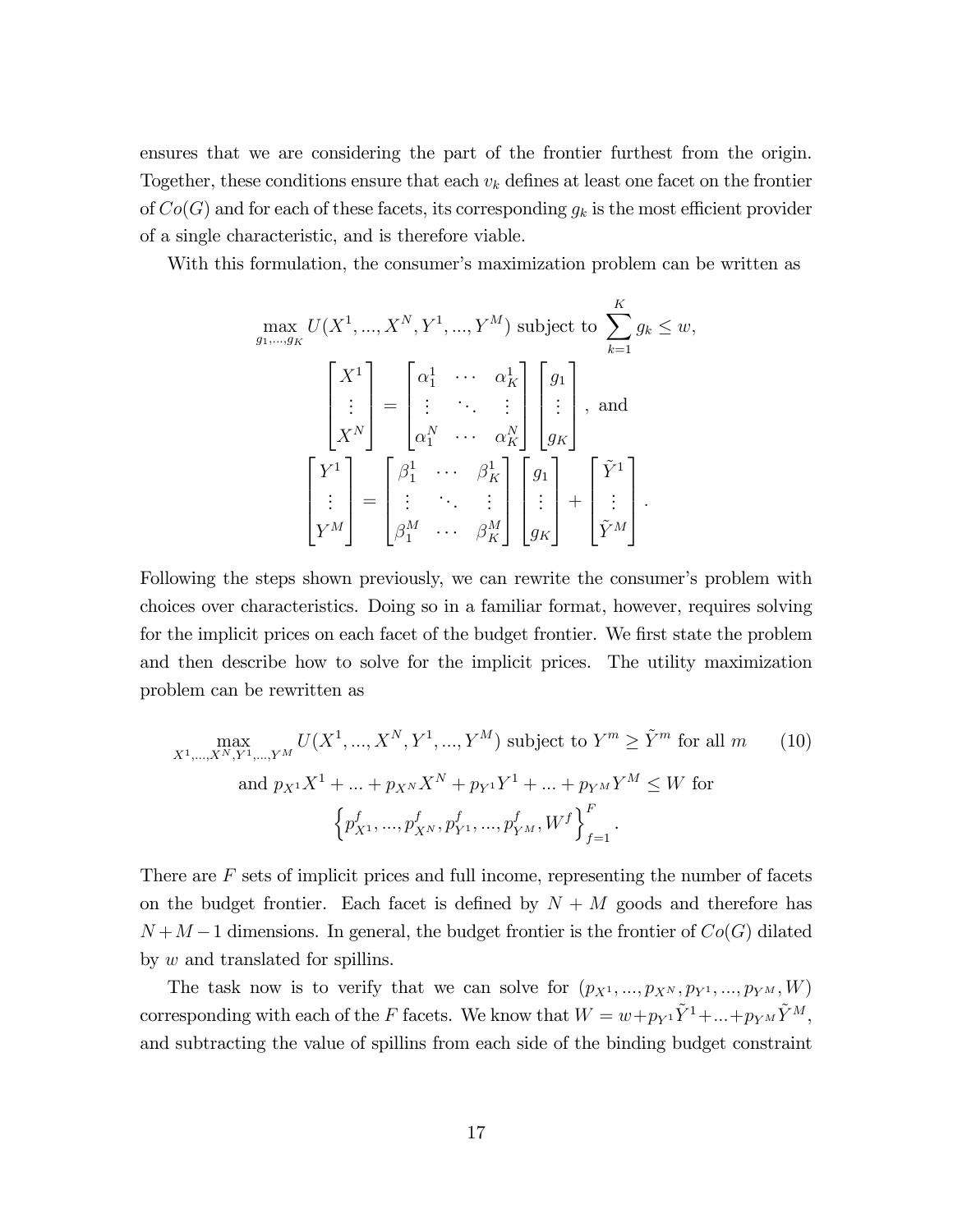ensures that we are considering the part of the frontier furthest from the origin. Together, these conditions ensure that each $v_k$ defines at least one facet on the frontier of $Co(G)$ and for each of these facets, its corresponding $g_k$ is the most efficient provider of a single characteristic, and is therefore viable.

With this formulation, the consumer's maximization problem can be written as

$$
\max_{g_1,...,g_K} U(X^1,...,X^N,Y^1,...,Y^M) \text{ subject to } \sum_{k=1}^{K} g_k \leq w,
$$

$$
\begin{bmatrix} X^1 \\ \vdots \\ X^N \end{bmatrix} = \begin{bmatrix} \alpha_1^1 & \cdots & \alpha_K^1 \\ \vdots & \ddots & \vdots \\ \alpha_1^N & \cdots & \alpha_K^N \end{bmatrix} \begin{bmatrix} g_1 \\ \vdots \\ g_K \end{bmatrix}, \text{ and}
$$

$$
\begin{bmatrix} Y^1 \\ \vdots \\ Y^M \end{bmatrix} = \begin{bmatrix} \beta_1^1 & \cdots & \beta_K^1 \\ \vdots & \ddots & \vdots \\ \beta_1^M & \cdots & \beta_K^M \end{bmatrix} \begin{bmatrix} g_1 \\ \vdots \\ g_K \end{bmatrix} + \begin{bmatrix} \tilde{Y}^1 \\ \vdots \\ \tilde{Y}^M \end{bmatrix}.
$$

Following the steps shown previously, we can rewrite the consumer's problem with choices over characteristics. Doing so in a familiar format, however, requires solving for the implicit prices on each facet of the budget frontier. We first state the problem and then describe how to solve for the implicit prices. The utility maximization problem can be rewritten as

$$
\max_{X^1,...,X^N,Y^1,...,Y^M} U(X^1,...,X^N,Y^1,...,Y^M) \text{ subject to } Y^m \geq \tilde{Y}^m \text{ for all } m \tag{10}
$$

$$
\text{and } p_{X^1}X^1 + ... + p_{X^N}X^N + p_{Y^1}Y^1 + ... + p_{Y^M}Y^M \leq W \text{ for}
$$

$$
\left\{ p_{X^1}^f, ..., p_{X^N}^f, p_{Y^1}^f, ..., p_{Y^M}^f, W^f \right\}_{f=1}^{F}.
$$

There are $F$ sets of implicit prices and full income, representing the number of facets on the budget frontier. Each facet is defined by $N + M$ goods and therefore has $N+M-1$ dimensions. In general, the budget frontier is the frontier of $Co(G)$ dilated by $w$ and translated for spillins.

The task now is to verify that we can solve for $(p_{X^1},...,p_{X^N},p_{Y^1},...,p_{Y^M},W)$ corresponding with each of the $F$ facets. We know that $W = w+p_{Y^1}\tilde{Y}^1+...+p_{Y^M}\tilde{Y}^M$, and subtracting the value of spillins from each side of the binding budget constraint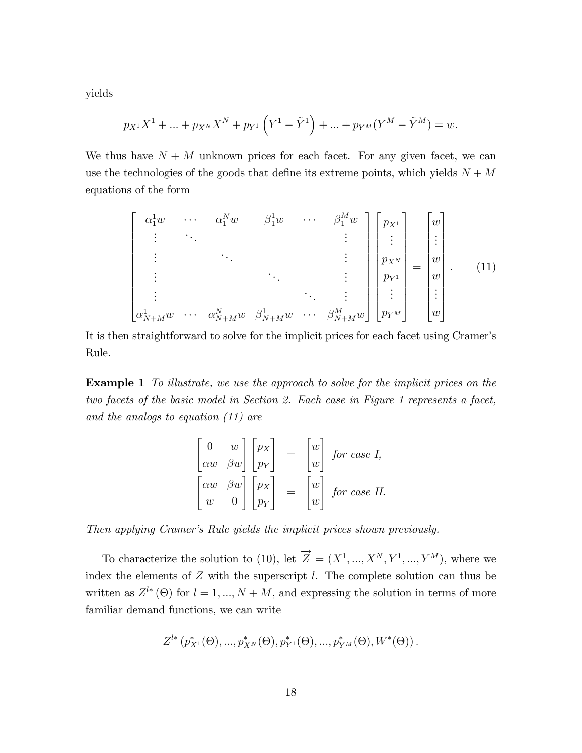yields

$$p_{X^1}X^1 + ... + p_{X^N}X^N + p_{Y^1}\left(Y^1 - \tilde{Y}^1\right) + ... + p_{Y^M}(Y^M - \tilde{Y}^M) = w.$$

We thus have $N + M$ unknown prices for each facet. For any given facet, we can use the technologies of the goods that define its extreme points, which yields $N + M$ equations of the form

$$\begin{bmatrix} \alpha_1^1 w & \cdots & \alpha_1^N w & \beta_1^1 w & \cdots & \beta_1^M w \\ \vdots & \ddots & & & & \vdots \\ \vdots & & \ddots & & & \vdots \\ \vdots & & & \ddots & & \vdots \\ \vdots & & & & \ddots & \vdots \\ \alpha_{N+M}^1 w & \cdots & \alpha_{N+M}^N w & \beta_{N+M}^1 w & \cdots & \beta_{N+M}^M w \end{bmatrix} \begin{bmatrix} p_{X^1} \\ \vdots \\ p_{X^N} \\ p_{Y^1} \\ \vdots \\ p_{Y^M} \end{bmatrix} = \begin{bmatrix} w \\ \vdots \\ w \\ w \\ \vdots \\ w \end{bmatrix}. \tag{11}$$

It is then straightforward to solve for the implicit prices for each facet using Cramer's Rule.

**Example 1** *To illustrate, we use the approach to solve for the implicit prices on the two facets of the basic model in Section 2. Each case in Figure 1 represents a facet, and the analogs to equation (11) are*

$$\begin{bmatrix} 0 & w \\ \alpha w & \beta w \end{bmatrix} \begin{bmatrix} p_X \\ p_Y \end{bmatrix} = \begin{bmatrix} w \\ w \end{bmatrix} \text{ for case I,}$$

$$\begin{bmatrix} \alpha w & \beta w \\ w & 0 \end{bmatrix} \begin{bmatrix} p_X \\ p_Y \end{bmatrix} = \begin{bmatrix} w \\ w \end{bmatrix} \text{ for case II.}$$

*Then applying Cramer's Rule yields the implicit prices shown previously.*

To characterize the solution to (10), let $\overrightarrow{Z} = (X^1, ..., X^N, Y^1, ..., Y^M)$, where we index the elements of $Z$ with the superscript $l$. The complete solution can thus be written as $Z^{l*}(\Theta)$ for $l = 1, ..., N + M$, and expressing the solution in terms of more familiar demand functions, we can write

$$Z^{l*}\left(p^*_{X^1}(\Theta), ..., p^*_{X^N}(\Theta), p^*_{Y^1}(\Theta), ..., p^*_{Y^M}(\Theta), W^*(\Theta)\right).$$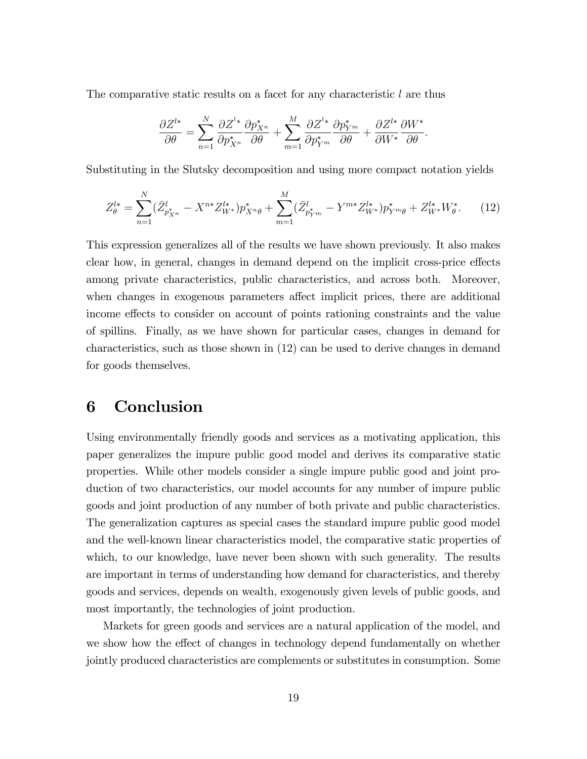The comparative static results on a facet for any characteristic $l$ are thus

$$\frac{\partial Z^{l*}}{\partial \theta} = \sum_{n=1}^{N} \frac{\partial Z^{l*}}{\partial p^*_{X^n}} \frac{\partial p^*_{X^n}}{\partial \theta} + \sum_{m=1}^{M} \frac{\partial Z^{l*}}{\partial p^*_{Y^m}} \frac{\partial p^*_{Y^m}}{\partial \theta} + \frac{\partial Z^{l*}}{\partial W^*} \frac{\partial W^*}{\partial \theta}.$$

Substituting in the Slutsky decomposition and using more compact notation yields

$$Z^{l*}_{\theta} = \sum_{n=1}^{N} (\bar{Z}^{l}_{p^*_{X^n}} - X^{n*} Z^{l*}_{W^*}) p^*_{X^n\theta} + \sum_{m=1}^{M} (\bar{Z}^{l}_{p^*_{Y^m}} - Y^{m*} Z^{l*}_{W^*}) p^*_{Y^m\theta} + Z^{l*}_{W^*} W^*_{\theta}. \tag{12}$$

This expression generalizes all of the results we have shown previously. It also makes clear how, in general, changes in demand depend on the implicit cross-price effects among private characteristics, public characteristics, and across both. Moreover, when changes in exogenous parameters affect implicit prices, there are additional income effects to consider on account of points rationing constraints and the value of spillins. Finally, as we have shown for particular cases, changes in demand for characteristics, such as those shown in (12) can be used to derive changes in demand for goods themselves.

# 6 Conclusion

Using environmentally friendly goods and services as a motivating application, this paper generalizes the impure public good model and derives its comparative static properties. While other models consider a single impure public good and joint production of two characteristics, our model accounts for any number of impure public goods and joint production of any number of both private and public characteristics. The generalization captures as special cases the standard impure public good model and the well-known linear characteristics model, the comparative static properties of which, to our knowledge, have never been shown with such generality. The results are important in terms of understanding how demand for characteristics, and thereby goods and services, depends on wealth, exogenously given levels of public goods, and most importantly, the technologies of joint production.

Markets for green goods and services are a natural application of the model, and we show how the effect of changes in technology depend fundamentally on whether jointly produced characteristics are complements or substitutes in consumption. Some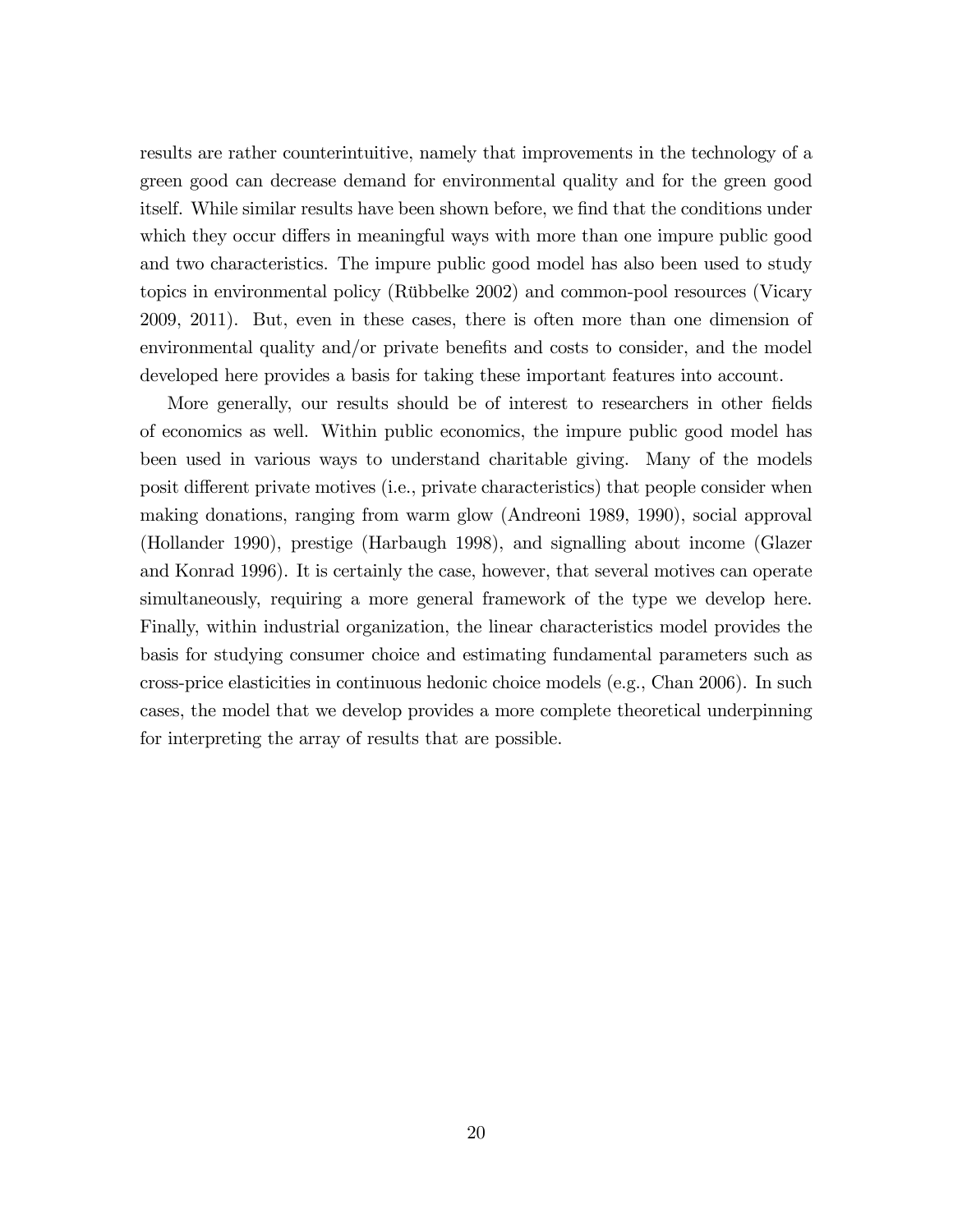results are rather counterintuitive, namely that improvements in the technology of a green good can decrease demand for environmental quality and for the green good itself. While similar results have been shown before, we find that the conditions under which they occur differs in meaningful ways with more than one impure public good and two characteristics. The impure public good model has also been used to study topics in environmental policy (Rübbelke 2002) and common-pool resources (Vicary 2009, 2011). But, even in these cases, there is often more than one dimension of environmental quality and/or private benefits and costs to consider, and the model developed here provides a basis for taking these important features into account.

More generally, our results should be of interest to researchers in other fields of economics as well. Within public economics, the impure public good model has been used in various ways to understand charitable giving. Many of the models posit different private motives (i.e., private characteristics) that people consider when making donations, ranging from warm glow (Andreoni 1989, 1990), social approval (Hollander 1990), prestige (Harbaugh 1998), and signalling about income (Glazer and Konrad 1996). It is certainly the case, however, that several motives can operate simultaneously, requiring a more general framework of the type we develop here. Finally, within industrial organization, the linear characteristics model provides the basis for studying consumer choice and estimating fundamental parameters such as cross-price elasticities in continuous hedonic choice models (e.g., Chan 2006). In such cases, the model that we develop provides a more complete theoretical underpinning for interpreting the array of results that are possible.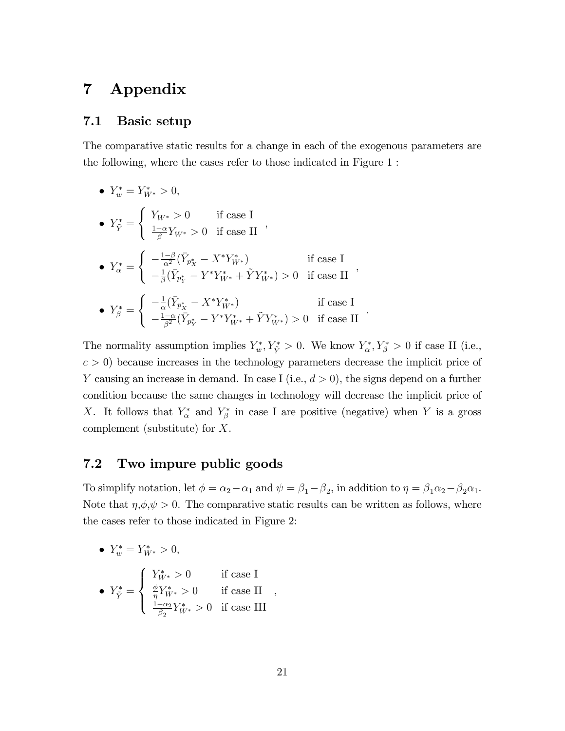# 7 Appendix

## 7.1 Basic setup

The comparative static results for a change in each of the exogenous parameters are the following, where the cases refer to those indicated in Figure 1 :

- $Y_w^* = Y_{W^*}^* > 0$,
- $Y_{\tilde{Y}}^* = \begin{cases} Y_{W^*} > 0 & \text{if case I} \\ \frac{1-\alpha}{\beta} Y_{W^*} > 0 & \text{if case II} \end{cases}$,
- $Y_\alpha^* = \begin{cases} -\frac{1-\beta}{\alpha^2}(\bar{Y}_{p_X^*} - X^* Y_{W^*}^*) & \text{if case I} \\ -\frac{1}{\beta}(\bar{Y}_{p_Y^*} - Y^* Y_{W^*}^* + \tilde{Y} Y_{W^*}^*) > 0 & \text{if case II} \end{cases}$,
- $Y_\beta^* = \begin{cases} -\frac{1}{\alpha}(\bar{Y}_{p_X^*} - X^* Y_{W^*}^*) & \text{if case I} \\ -\frac{1-\alpha}{\beta^2}(\bar{Y}_{p_Y^*} - Y^* Y_{W^*}^* + \tilde{Y} Y_{W^*}^*) > 0 & \text{if case II} \end{cases}$.

The normality assumption implies $Y_w^*, Y_{\tilde{Y}}^* > 0$. We know $Y_\alpha^*, Y_\beta^* > 0$ if case II (i.e., $c > 0$) because increases in the technology parameters decrease the implicit price of $Y$ causing an increase in demand. In case I (i.e., $d > 0$), the signs depend on a further condition because the same changes in technology will decrease the implicit price of $X$. It follows that $Y_\alpha^*$ and $Y_\beta^*$ in case I are positive (negative) when $Y$ is a gross complement (substitute) for $X$.

## 7.2 Two impure public goods

To simplify notation, let $\phi = \alpha_2 - \alpha_1$ and $\psi = \beta_1 - \beta_2$, in addition to $\eta = \beta_1\alpha_2 - \beta_2\alpha_1$. Note that $\eta$,$\phi$,$\psi > 0$. The comparative static results can be written as follows, where the cases refer to those indicated in Figure 2:

- $Y_w^* = Y_{W^*}^* > 0$,
- $Y_{\tilde{Y}}^* = \begin{cases} Y_{W^*}^* > 0 & \text{if case I} \\ \frac{\phi}{\eta} Y_{W^*}^* > 0 & \text{if case II} \\ \frac{1-\alpha_2}{\beta_2} Y_{W^*}^* > 0 & \text{if case III} \end{cases}$,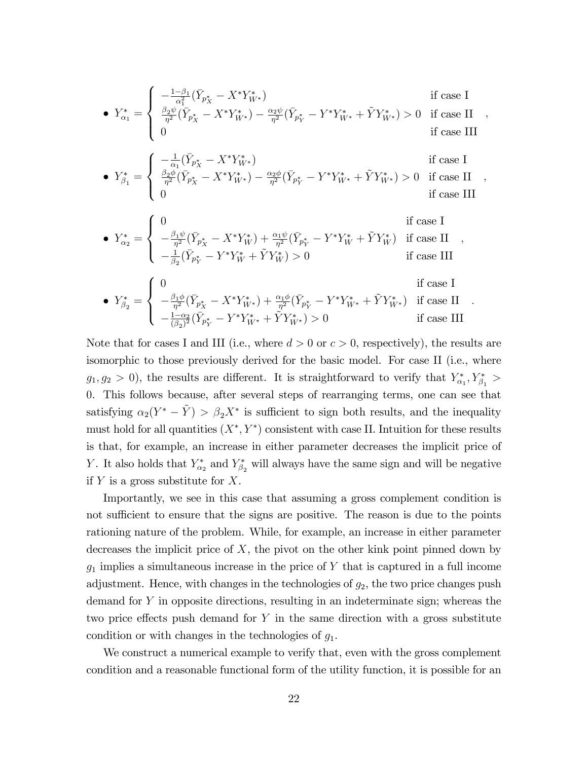- $Y^*_{\alpha_1} = \begin{cases} -\frac{1-\beta_1}{\alpha_1^2}(\bar{Y}_{p^*_X} - X^* Y^*_{W^*}) & \text{if case I} \\ \frac{\beta_2 \psi}{\eta^2}(\bar{Y}_{p^*_X} - X^* Y^*_{W^*}) - \frac{\alpha_2 \psi}{\eta^2}(\bar{Y}_{p^*_Y} - Y^* Y^*_{W^*} + \tilde{Y} Y^*_{W^*}) > 0 & \text{if case II} \\ 0 & \text{if case III} \end{cases}$,

- $Y^*_{\beta_1} = \begin{cases} -\frac{1}{\alpha_1}(\bar{Y}_{p^*_X} - X^* Y^*_{W^*}) & \text{if case I} \\ \frac{\beta_2 \phi}{\eta^2}(\bar{Y}_{p^*_X} - X^* Y^*_{W^*}) - \frac{\alpha_2 \phi}{\eta^2}(\bar{Y}_{p^*_Y} - Y^* Y^*_{W^*} + \tilde{Y} Y^*_{W^*}) > 0 & \text{if case II} \\ 0 & \text{if case III} \end{cases}$,

- $Y^*_{\alpha_2} = \begin{cases} 0 & \text{if case I} \\ -\frac{\beta_1 \psi}{\eta^2}(\bar{Y}_{p^*_X} - X^* Y^*_{W}) + \frac{\alpha_1 \psi}{\eta^2}(\bar{Y}_{p^*_Y} - Y^* Y^*_{W} + \tilde{Y} Y^*_{W}) & \text{if case II} \\ -\frac{1}{\beta_2}(\bar{Y}_{p^*_Y} - Y^* Y^*_{W} + \tilde{Y} Y^*_{W}) > 0 & \text{if case III} \end{cases}$,

- $Y^*_{\beta_2} = \begin{cases} 0 & \text{if case I} \\ -\frac{\beta_1 \phi}{\eta^2}(\bar{Y}_{p^*_X} - X^* Y^*_{W^*}) + \frac{\alpha_1 \phi}{\eta^2}(\bar{Y}_{p^*_Y} - Y^* Y^*_{W^*} + \tilde{Y} Y^*_{W^*}) & \text{if case II} \\ -\frac{1-\alpha_2}{(\beta_2)^2}(\bar{Y}_{p^*_Y} - Y^* Y^*_{W^*} + \tilde{Y} Y^*_{W^*}) > 0 & \text{if case III} \end{cases}$.

Note that for cases I and III (i.e., where $d > 0$ or $c > 0$, respectively), the results are isomorphic to those previously derived for the basic model. For case II (i.e., where $g_1, g_2 > 0$), the results are different. It is straightforward to verify that $Y^*_{\alpha_1}, Y^*_{\beta_1} > 0$. This follows because, after several steps of rearranging terms, one can see that satisfying $\alpha_2(Y^* - \tilde{Y}) > \beta_2 X^*$ is sufficient to sign both results, and the inequality must hold for all quantities $(X^*, Y^*)$ consistent with case II. Intuition for these results is that, for example, an increase in either parameter decreases the implicit price of $Y$. It also holds that $Y^*_{\alpha_2}$ and $Y^*_{\beta_2}$ will always have the same sign and will be negative if $Y$ is a gross substitute for $X$.

Importantly, we see in this case that assuming a gross complement condition is not sufficient to ensure that the signs are positive. The reason is due to the points rationing nature of the problem. While, for example, an increase in either parameter decreases the implicit price of $X$, the pivot on the other kink point pinned down by $g_1$ implies a simultaneous increase in the price of $Y$ that is captured in a full income adjustment. Hence, with changes in the technologies of $g_2$, the two price changes push demand for $Y$ in opposite directions, resulting in an indeterminate sign; whereas the two price effects push demand for $Y$ in the same direction with a gross substitute condition or with changes in the technologies of $g_1$.

We construct a numerical example to verify that, even with the gross complement condition and a reasonable functional form of the utility function, it is possible for an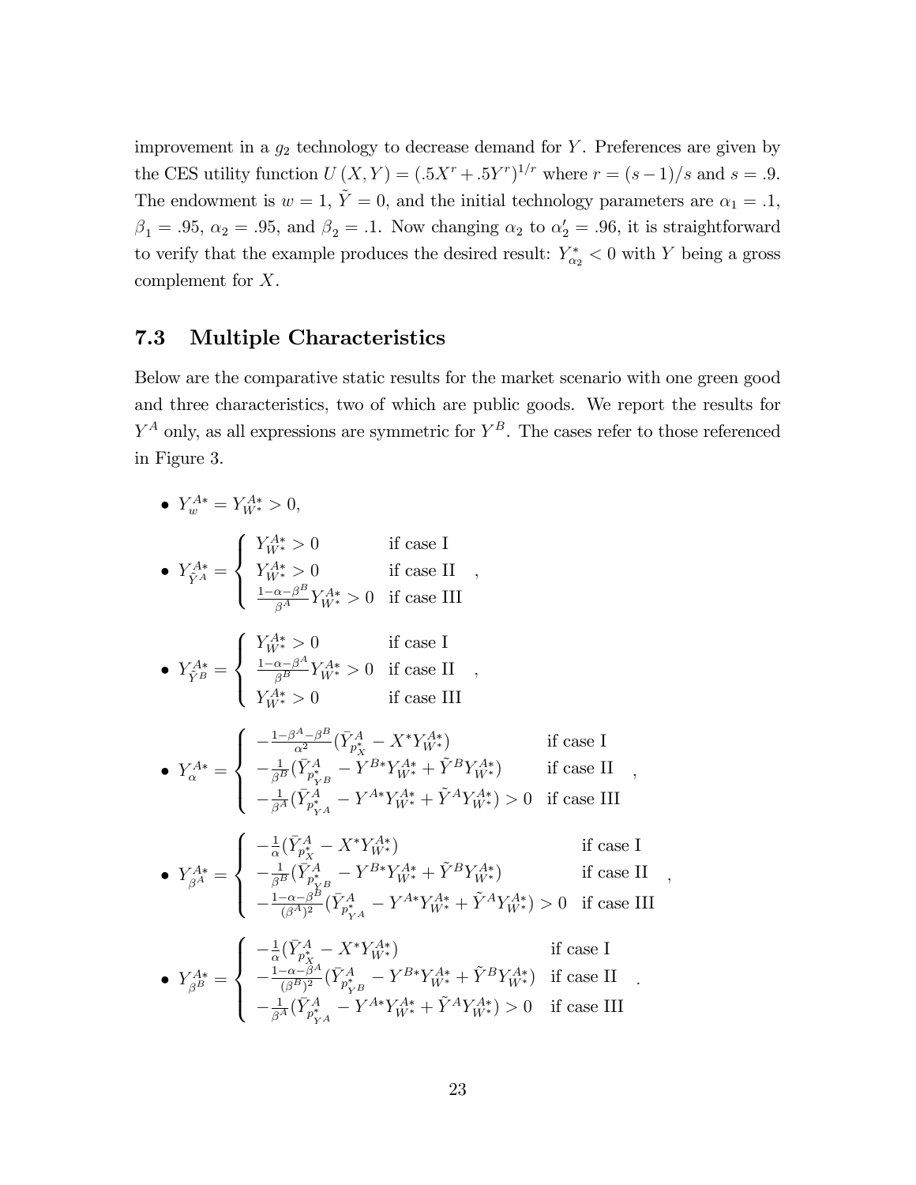improvement in a $g_2$ technology to decrease demand for $Y$. Preferences are given by the CES utility function $U(X,Y) = (.5X^r + .5Y^r)^{1/r}$ where $r = (s-1)/s$ and $s = .9$. The endowment is $w = 1$, $\tilde{Y} = 0$, and the initial technology parameters are $\alpha_1 = .1$, $\beta_1 = .95$, $\alpha_2 = .95$, and $\beta_2 = .1$. Now changing $\alpha_2$ to $\alpha_2' = .96$, it is straightforward to verify that the example produces the desired result: $Y^*_{\alpha_2} < 0$ with $Y$ being a gross complement for $X$.

### 7.3 Multiple Characteristics

Below are the comparative static results for the market scenario with one green good and three characteristics, two of which are public goods. We report the results for $Y^A$ only, as all expressions are symmetric for $Y^B$. The cases refer to those referenced in Figure 3.

- $Y^{A*}_w = Y^{A*}_{W^*} > 0$,

- $$Y^{A*}_{\tilde{Y}^A} = \begin{cases} Y^{A*}_{W^*} > 0 & \text{if case I} \\ Y^{A*}_{W^*} > 0 & \text{if case II} \\ \frac{1-\alpha-\beta^B}{\beta^A} Y^{A*}_{W^*} > 0 & \text{if case III} \end{cases},$$

- $$Y^{A*}_{\tilde{Y}^B} = \begin{cases} Y^{A*}_{W^*} > 0 & \text{if case I} \\ \frac{1-\alpha-\beta^A}{\beta^B} Y^{A*}_{W^*} > 0 & \text{if case II} \\ Y^{A*}_{W^*} > 0 & \text{if case III} \end{cases},$$

- $$Y^{A*}_{\alpha} = \begin{cases} -\frac{1-\beta^A-\beta^B}{\alpha^2}(\bar{Y}^A_{p^*_X} - X^* Y^{A*}_{W^*}) & \text{if case I} \\ -\frac{1}{\beta^B}(\bar{Y}^A_{p^*_{Y^B}} - Y^{B*} Y^{A*}_{W^*} + \tilde{Y}^B Y^{A*}_{W^*}) & \text{if case II} \\ -\frac{1}{\beta^A}(\bar{Y}^A_{p^*_{Y^A}} - Y^{A*} Y^{A*}_{W^*} + \tilde{Y}^A Y^{A*}_{W^*}) > 0 & \text{if case III} \end{cases},$$

- $$Y^{A*}_{\beta^A} = \begin{cases} -\frac{1}{\alpha}(\bar{Y}^A_{p^*_X} - X^* Y^{A*}_{W^*}) & \text{if case I} \\ -\frac{1}{\beta^B}(\bar{Y}^A_{p^*_{Y^B}} - Y^{B*} Y^{A*}_{W^*} + \tilde{Y}^B Y^{A*}_{W^*}) & \text{if case II} \\ -\frac{1-\alpha-\beta^B}{(\beta^A)^2}(\bar{Y}^A_{p^*_{Y^A}} - Y^{A*} Y^{A*}_{W^*} + \tilde{Y}^A Y^{A*}_{W^*}) > 0 & \text{if case III} \end{cases},$$

- $$Y^{A*}_{\beta^B} = \begin{cases} -\frac{1}{\alpha}(\bar{Y}^A_{p^*_X} - X^* Y^{A*}_{W^*}) & \text{if case I} \\ -\frac{1-\alpha-\beta^A}{(\beta^B)^2}(\bar{Y}^A_{p^*_{Y^B}} - Y^{B*} Y^{A*}_{W^*} + \tilde{Y}^B Y^{A*}_{W^*}) & \text{if case II} \\ -\frac{1}{\beta^A}(\bar{Y}^A_{p^*_{Y^A}} - Y^{A*} Y^{A*}_{W^*} + \tilde{Y}^A Y^{A*}_{W^*}) > 0 & \text{if case III} \end{cases}.$$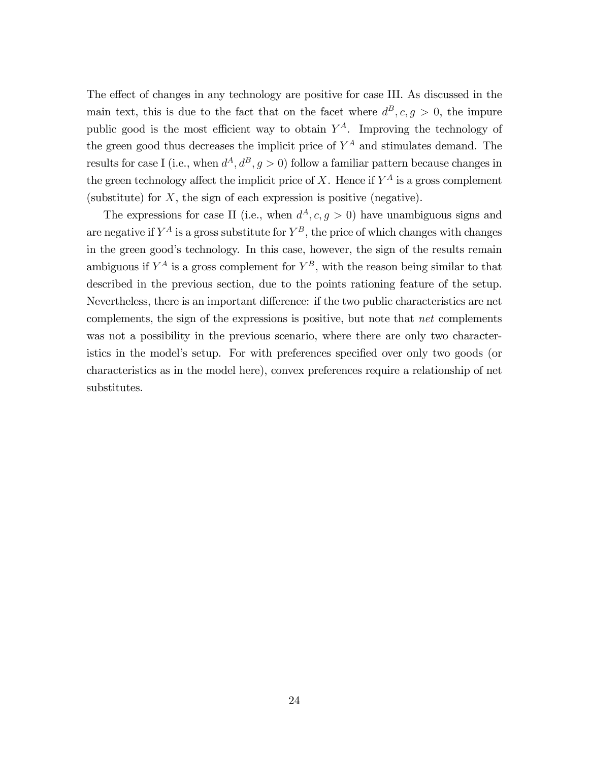The effect of changes in any technology are positive for case III. As discussed in the main text, this is due to the fact that on the facet where $d^B, c, g > 0$, the impure public good is the most efficient way to obtain $Y^A$. Improving the technology of the green good thus decreases the implicit price of $Y^A$ and stimulates demand. The results for case I (i.e., when $d^A, d^B, g > 0$) follow a familiar pattern because changes in the green technology affect the implicit price of $X$. Hence if $Y^A$ is a gross complement (substitute) for $X$, the sign of each expression is positive (negative).

The expressions for case II (i.e., when $d^A, c, g > 0$) have unambiguous signs and are negative if $Y^A$ is a gross substitute for $Y^B$, the price of which changes with changes in the green good's technology. In this case, however, the sign of the results remain ambiguous if $Y^A$ is a gross complement for $Y^B$, with the reason being similar to that described in the previous section, due to the points rationing feature of the setup. Nevertheless, there is an important difference: if the two public characteristics are net complements, the sign of the expressions is positive, but note that *net* complements was not a possibility in the previous scenario, where there are only two characteristics in the model's setup. For with preferences specified over only two goods (or characteristics as in the model here), convex preferences require a relationship of net substitutes.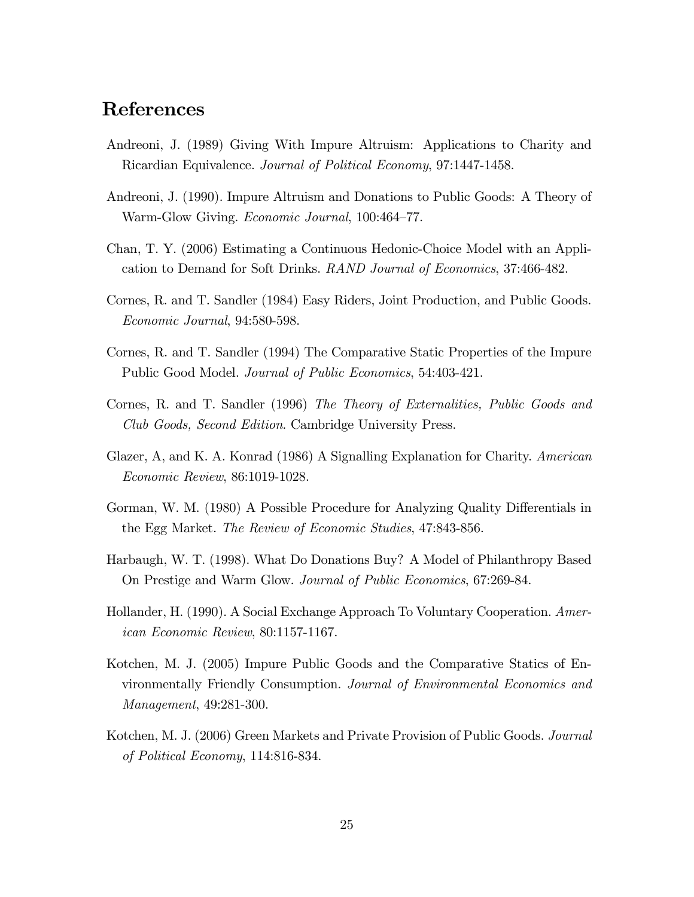## References

Andreoni, J. (1989) Giving With Impure Altruism: Applications to Charity and Ricardian Equivalence. *Journal of Political Economy*, 97:1447-1458.

Andreoni, J. (1990). Impure Altruism and Donations to Public Goods: A Theory of Warm-Glow Giving. *Economic Journal*, 100:464–77.

Chan, T. Y. (2006) Estimating a Continuous Hedonic-Choice Model with an Application to Demand for Soft Drinks. *RAND Journal of Economics*, 37:466-482.

Cornes, R. and T. Sandler (1984) Easy Riders, Joint Production, and Public Goods. *Economic Journal*, 94:580-598.

Cornes, R. and T. Sandler (1994) The Comparative Static Properties of the Impure Public Good Model. *Journal of Public Economics*, 54:403-421.

Cornes, R. and T. Sandler (1996) *The Theory of Externalities, Public Goods and Club Goods, Second Edition*. Cambridge University Press.

Glazer, A, and K. A. Konrad (1986) A Signalling Explanation for Charity. *American Economic Review*, 86:1019-1028.

Gorman, W. M. (1980) A Possible Procedure for Analyzing Quality Differentials in the Egg Market. *The Review of Economic Studies*, 47:843-856.

Harbaugh, W. T. (1998). What Do Donations Buy? A Model of Philanthropy Based On Prestige and Warm Glow. *Journal of Public Economics*, 67:269-84.

Hollander, H. (1990). A Social Exchange Approach To Voluntary Cooperation. *American Economic Review*, 80:1157-1167.

Kotchen, M. J. (2005) Impure Public Goods and the Comparative Statics of Environmentally Friendly Consumption. *Journal of Environmental Economics and Management*, 49:281-300.

Kotchen, M. J. (2006) Green Markets and Private Provision of Public Goods. *Journal of Political Economy*, 114:816-834.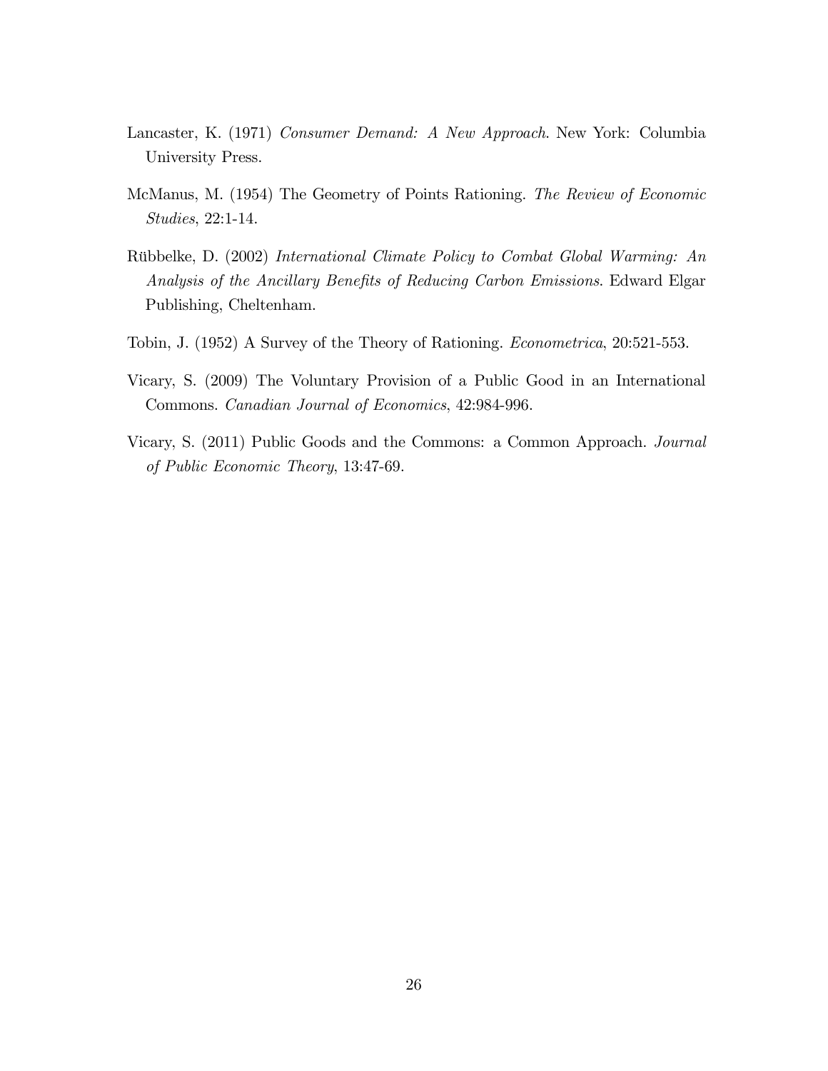Lancaster, K. (1971) *Consumer Demand: A New Approach*. New York: Columbia University Press.

McManus, M. (1954) The Geometry of Points Rationing. *The Review of Economic Studies*, 22:1-14.

Rübbelke, D. (2002) *International Climate Policy to Combat Global Warming: An Analysis of the Ancillary Benefits of Reducing Carbon Emissions*. Edward Elgar Publishing, Cheltenham.

Tobin, J. (1952) A Survey of the Theory of Rationing. *Econometrica*, 20:521-553.

Vicary, S. (2009) The Voluntary Provision of a Public Good in an International Commons. *Canadian Journal of Economics*, 42:984-996.

Vicary, S. (2011) Public Goods and the Commons: a Common Approach. *Journal of Public Economic Theory*, 13:47-69.